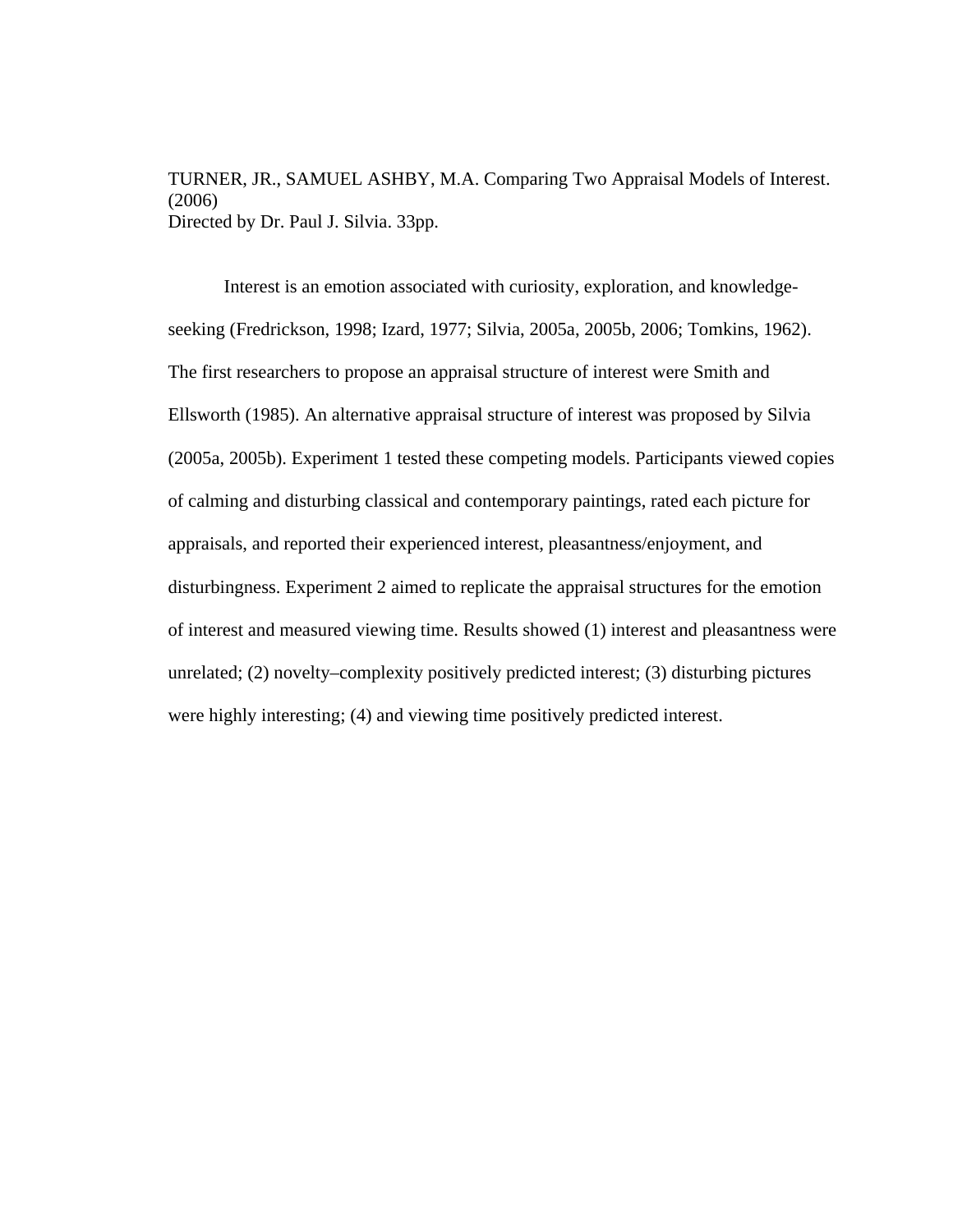TURNER, JR., SAMUEL ASHBY, M.A. Comparing Two Appraisal Models of Interest. (2006)
Directed by Dr. Paul J. Silvia. 33pp.

Interest is an emotion associated with curiosity, exploration, and knowledge-seeking (Fredrickson, 1998; Izard, 1977; Silvia, 2005a, 2005b, 2006; Tomkins, 1962). The first researchers to propose an appraisal structure of interest were Smith and Ellsworth (1985). An alternative appraisal structure of interest was proposed by Silvia (2005a, 2005b). Experiment 1 tested these competing models. Participants viewed copies of calming and disturbing classical and contemporary paintings, rated each picture for appraisals, and reported their experienced interest, pleasantness/enjoyment, and disturbingness. Experiment 2 aimed to replicate the appraisal structures for the emotion of interest and measured viewing time. Results showed (1) interest and pleasantness were unrelated; (2) novelty–complexity positively predicted interest; (3) disturbing pictures were highly interesting; (4) and viewing time positively predicted interest.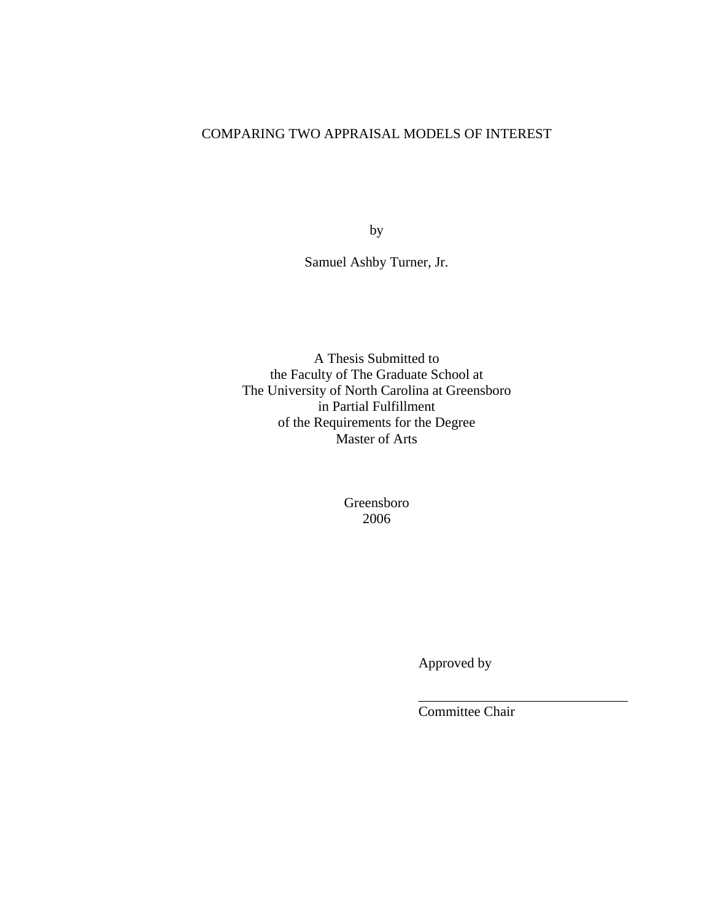# COMPARING TWO APPRAISAL MODELS OF INTEREST

by

Samuel Ashby Turner, Jr.

A Thesis Submitted to
the Faculty of The Graduate School at
The University of North Carolina at Greensboro
in Partial Fulfillment
of the Requirements for the Degree
Master of Arts

Greensboro
2006

Approved by

______________________________
Committee Chair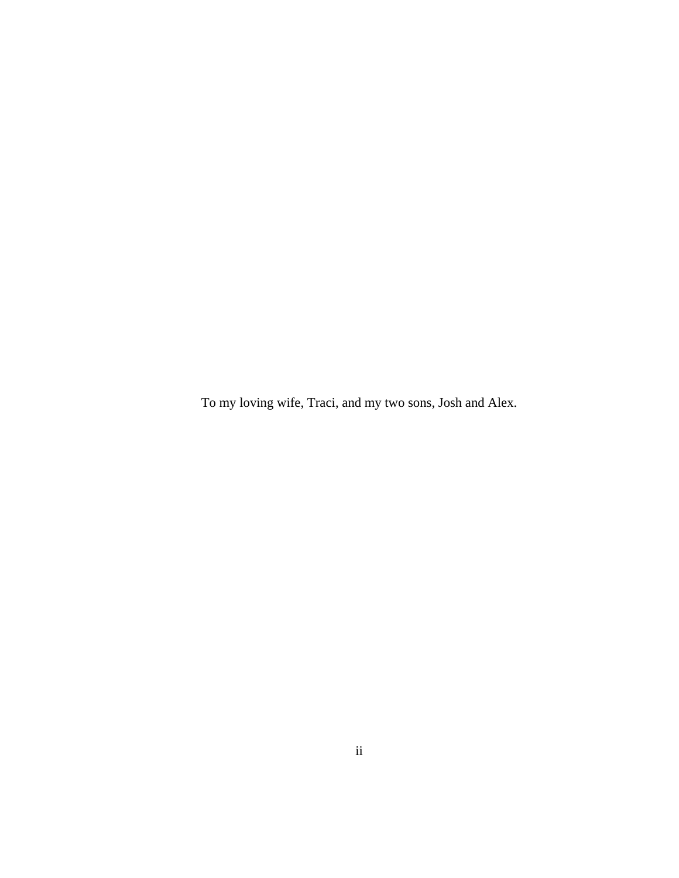To my loving wife, Traci, and my two sons, Josh and Alex.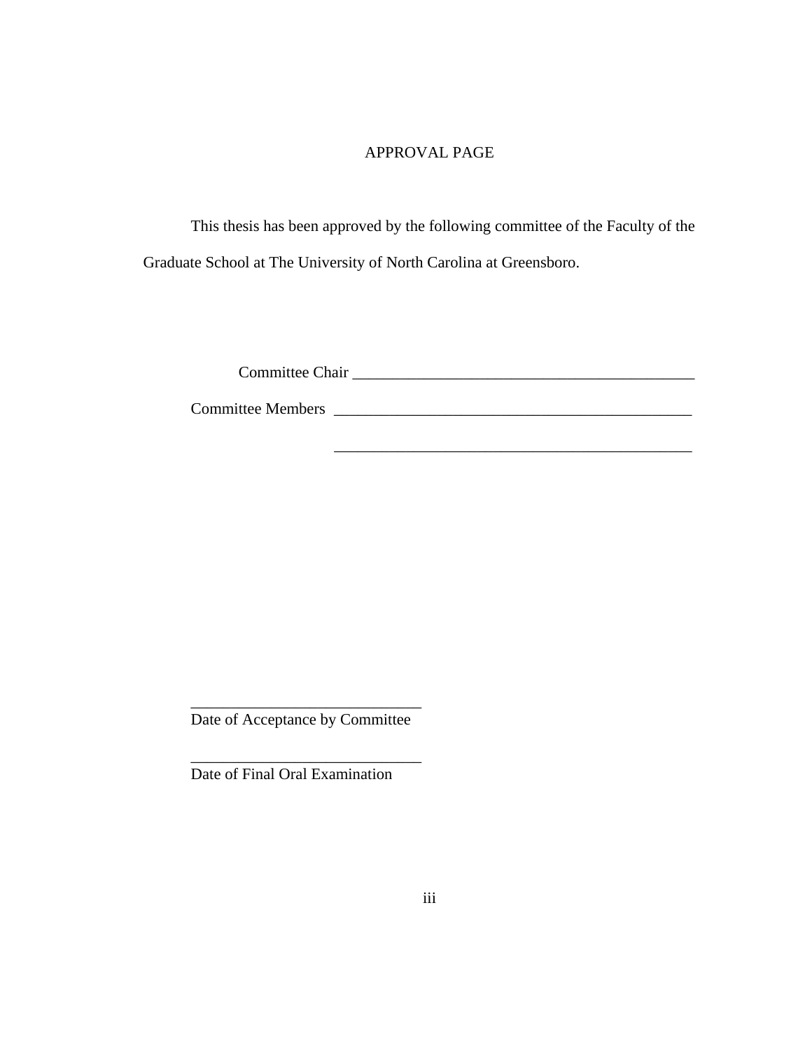# APPROVAL PAGE

This thesis has been approved by the following committee of the Faculty of the Graduate School at The University of North Carolina at Greensboro.

Committee Chair ____________________________________________

Committee Members ____________________________________________

____________________________________________

____________________________
Date of Acceptance by Committee

____________________________
Date of Final Oral Examination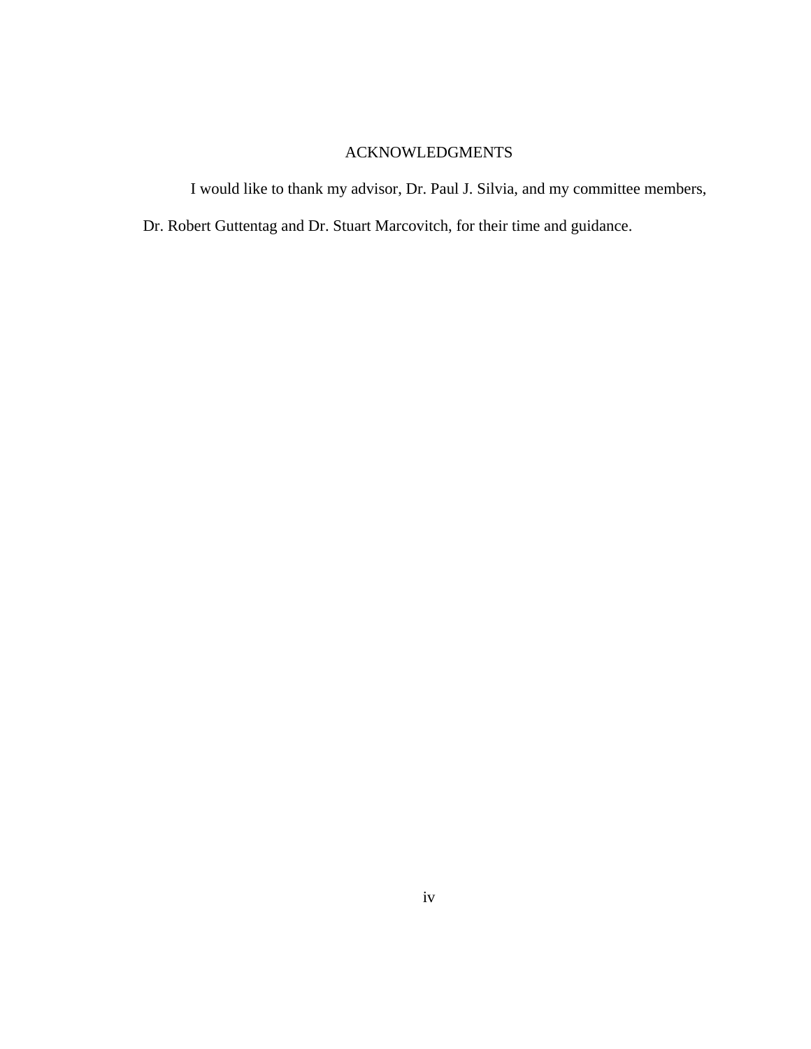# ACKNOWLEDGMENTS

I would like to thank my advisor, Dr. Paul J. Silvia, and my committee members, Dr. Robert Guttentag and Dr. Stuart Marcovitch, for their time and guidance.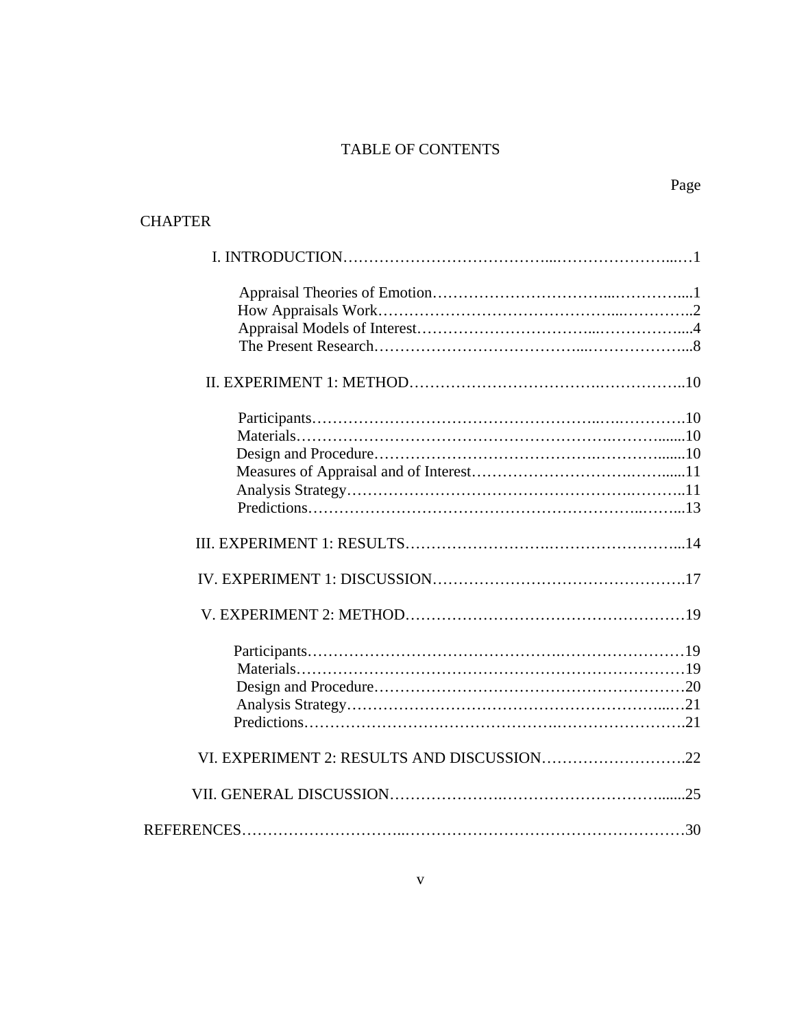# TABLE OF CONTENTS

Page

CHAPTER

I. INTRODUCTION……………………………………...…………………...…1

- Appraisal Theories of Emotion……………………………...…………....1
- How Appraisals Work……………………………………...…………..2
- Appraisal Models of Interest……………………………...……………....4
- The Present Research………………………………...………………...8

II. EXPERIMENT 1: METHOD……………………………….……………..10

- Participants…………………………………………….….………….10
- Materials…………………………………………………….……......10
- Design and Procedure…………………………………….………......10
- Measures of Appraisal and of Interest……………………….……......11
- Analysis Strategy…………………………………………….………..11
- Predictions…………………………………………………..……...13

III. EXPERIMENT 1: RESULTS……………………….……………………...14

IV. EXPERIMENT 1: DISCUSSION………………………………………….17

V. EXPERIMENT 2: METHOD………………………………………………19

- Participants………………………………………….…………………19
- Materials……………………………………………….………………19
- Design and Procedure…………………………………………………20
- Analysis Strategy……………………………………………………...…21
- Predictions……………………………………….…………………….21

VI. EXPERIMENT 2: RESULTS AND DISCUSSION……………………….22

VII. GENERAL DISCUSSION………………….……………………….…......25

REFERENCES…………………………...………………………………………30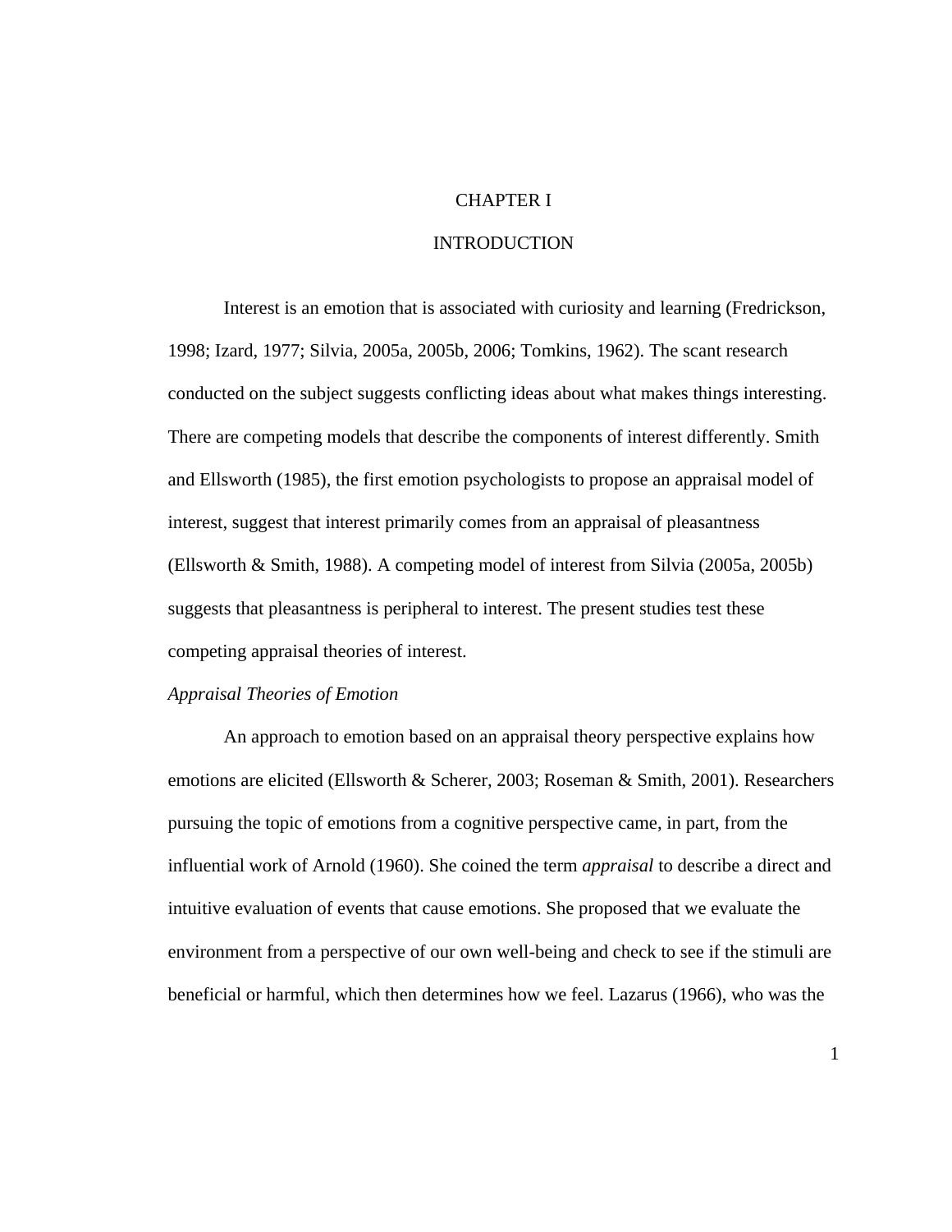# CHAPTER I

# INTRODUCTION

Interest is an emotion that is associated with curiosity and learning (Fredrickson, 1998; Izard, 1977; Silvia, 2005a, 2005b, 2006; Tomkins, 1962). The scant research conducted on the subject suggests conflicting ideas about what makes things interesting. There are competing models that describe the components of interest differently. Smith and Ellsworth (1985), the first emotion psychologists to propose an appraisal model of interest, suggest that interest primarily comes from an appraisal of pleasantness (Ellsworth & Smith, 1988). A competing model of interest from Silvia (2005a, 2005b) suggests that pleasantness is peripheral to interest. The present studies test these competing appraisal theories of interest.

*Appraisal Theories of Emotion*

An approach to emotion based on an appraisal theory perspective explains how emotions are elicited (Ellsworth & Scherer, 2003; Roseman & Smith, 2001). Researchers pursuing the topic of emotions from a cognitive perspective came, in part, from the influential work of Arnold (1960). She coined the term *appraisal* to describe a direct and intuitive evaluation of events that cause emotions. She proposed that we evaluate the environment from a perspective of our own well-being and check to see if the stimuli are beneficial or harmful, which then determines how we feel. Lazarus (1966), who was the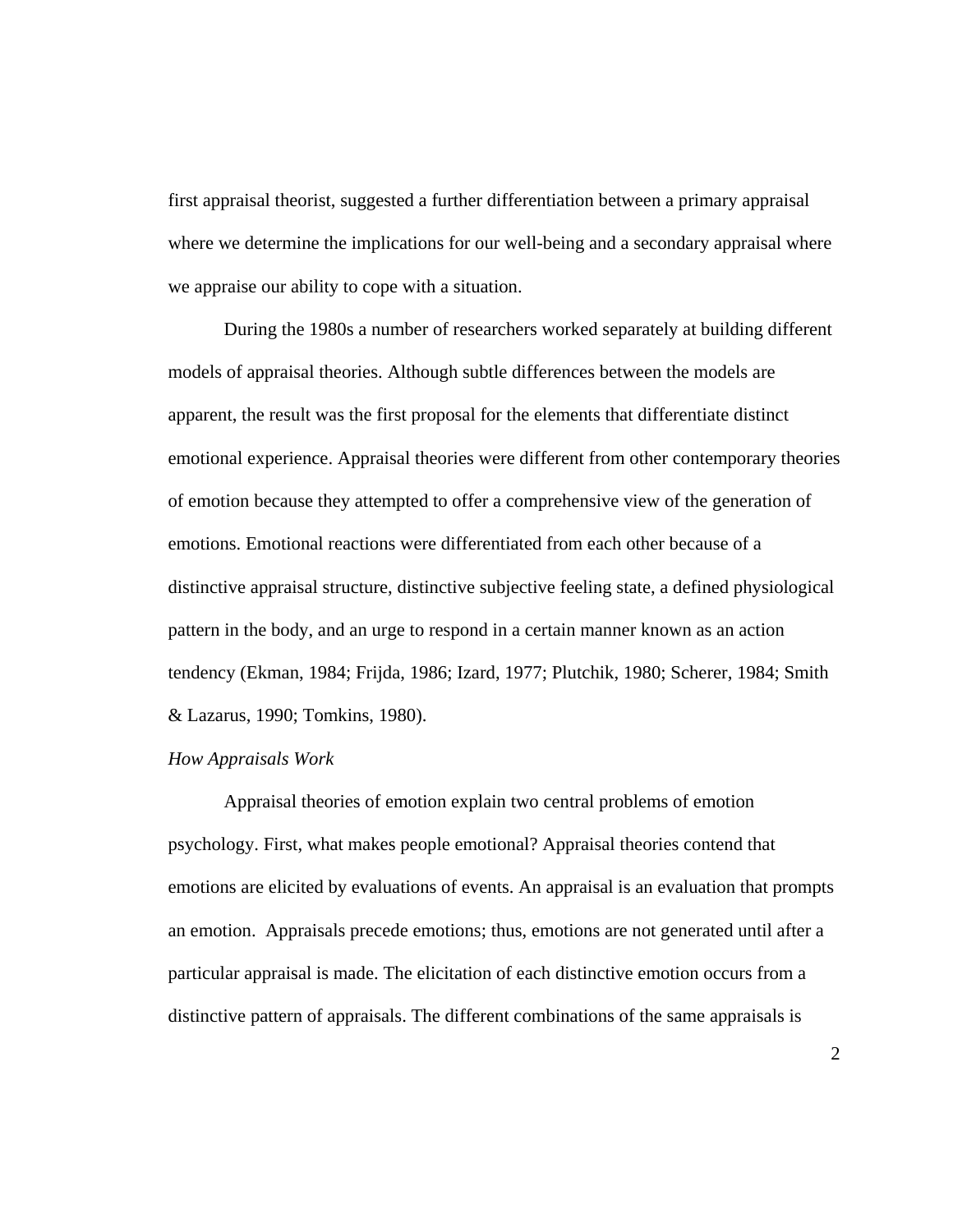first appraisal theorist, suggested a further differentiation between a primary appraisal where we determine the implications for our well-being and a secondary appraisal where we appraise our ability to cope with a situation.

During the 1980s a number of researchers worked separately at building different models of appraisal theories. Although subtle differences between the models are apparent, the result was the first proposal for the elements that differentiate distinct emotional experience. Appraisal theories were different from other contemporary theories of emotion because they attempted to offer a comprehensive view of the generation of emotions. Emotional reactions were differentiated from each other because of a distinctive appraisal structure, distinctive subjective feeling state, a defined physiological pattern in the body, and an urge to respond in a certain manner known as an action tendency (Ekman, 1984; Frijda, 1986; Izard, 1977; Plutchik, 1980; Scherer, 1984; Smith & Lazarus, 1990; Tomkins, 1980).

*How Appraisals Work*

Appraisal theories of emotion explain two central problems of emotion psychology. First, what makes people emotional? Appraisal theories contend that emotions are elicited by evaluations of events. An appraisal is an evaluation that prompts an emotion. Appraisals precede emotions; thus, emotions are not generated until after a particular appraisal is made. The elicitation of each distinctive emotion occurs from a distinctive pattern of appraisals. The different combinations of the same appraisals is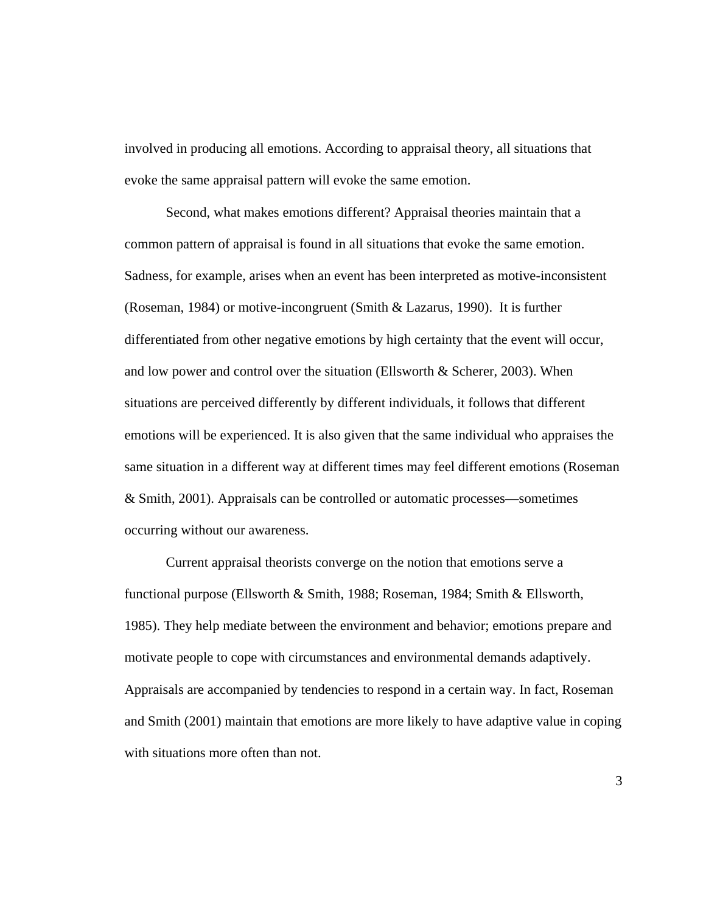involved in producing all emotions. According to appraisal theory, all situations that evoke the same appraisal pattern will evoke the same emotion.

Second, what makes emotions different? Appraisal theories maintain that a common pattern of appraisal is found in all situations that evoke the same emotion. Sadness, for example, arises when an event has been interpreted as motive-inconsistent (Roseman, 1984) or motive-incongruent (Smith & Lazarus, 1990). It is further differentiated from other negative emotions by high certainty that the event will occur, and low power and control over the situation (Ellsworth & Scherer, 2003). When situations are perceived differently by different individuals, it follows that different emotions will be experienced. It is also given that the same individual who appraises the same situation in a different way at different times may feel different emotions (Roseman & Smith, 2001). Appraisals can be controlled or automatic processes—sometimes occurring without our awareness.

Current appraisal theorists converge on the notion that emotions serve a functional purpose (Ellsworth & Smith, 1988; Roseman, 1984; Smith & Ellsworth, 1985). They help mediate between the environment and behavior; emotions prepare and motivate people to cope with circumstances and environmental demands adaptively. Appraisals are accompanied by tendencies to respond in a certain way. In fact, Roseman and Smith (2001) maintain that emotions are more likely to have adaptive value in coping with situations more often than not.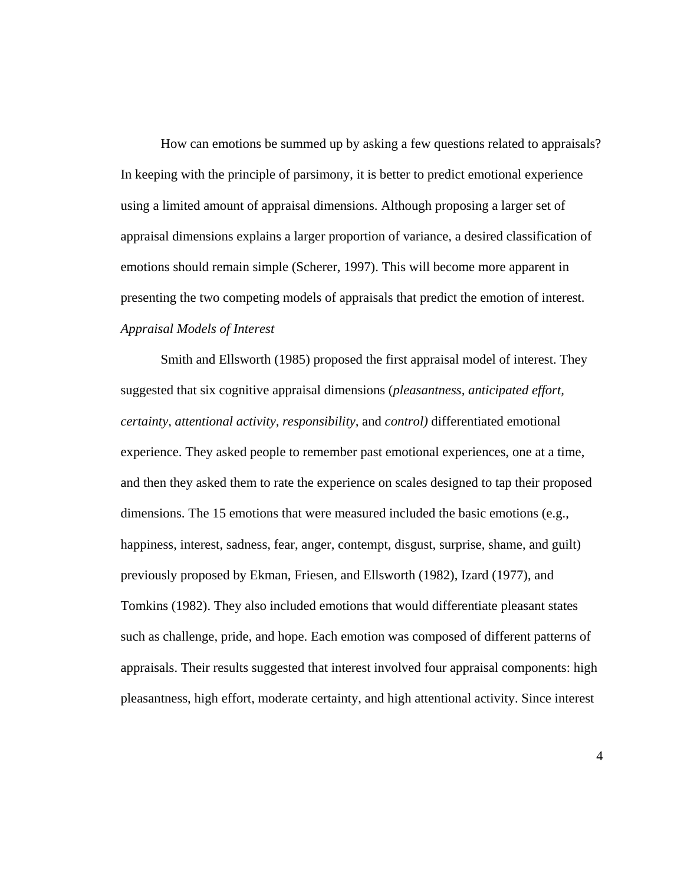How can emotions be summed up by asking a few questions related to appraisals? In keeping with the principle of parsimony, it is better to predict emotional experience using a limited amount of appraisal dimensions. Although proposing a larger set of appraisal dimensions explains a larger proportion of variance, a desired classification of emotions should remain simple (Scherer, 1997). This will become more apparent in presenting the two competing models of appraisals that predict the emotion of interest.

*Appraisal Models of Interest*

Smith and Ellsworth (1985) proposed the first appraisal model of interest. They suggested that six cognitive appraisal dimensions (*pleasantness, anticipated effort, certainty, attentional activity, responsibility,* and *control)* differentiated emotional experience. They asked people to remember past emotional experiences, one at a time, and then they asked them to rate the experience on scales designed to tap their proposed dimensions. The 15 emotions that were measured included the basic emotions (e.g., happiness, interest, sadness, fear, anger, contempt, disgust, surprise, shame, and guilt) previously proposed by Ekman, Friesen, and Ellsworth (1982), Izard (1977), and Tomkins (1982). They also included emotions that would differentiate pleasant states such as challenge, pride, and hope. Each emotion was composed of different patterns of appraisals. Their results suggested that interest involved four appraisal components: high pleasantness, high effort, moderate certainty, and high attentional activity. Since interest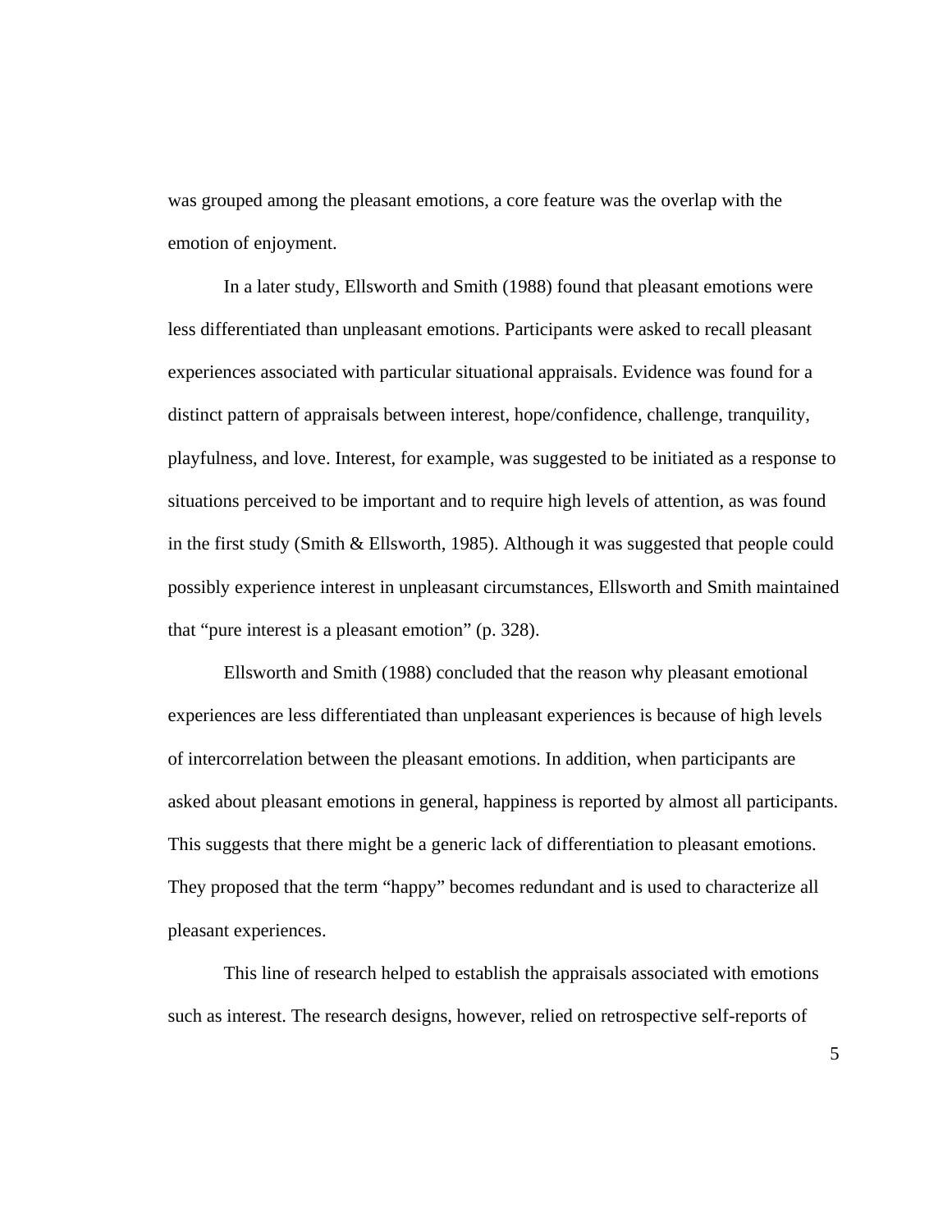was grouped among the pleasant emotions, a core feature was the overlap with the emotion of enjoyment.

In a later study, Ellsworth and Smith (1988) found that pleasant emotions were less differentiated than unpleasant emotions. Participants were asked to recall pleasant experiences associated with particular situational appraisals. Evidence was found for a distinct pattern of appraisals between interest, hope/confidence, challenge, tranquility, playfulness, and love. Interest, for example, was suggested to be initiated as a response to situations perceived to be important and to require high levels of attention, as was found in the first study (Smith & Ellsworth, 1985). Although it was suggested that people could possibly experience interest in unpleasant circumstances, Ellsworth and Smith maintained that "pure interest is a pleasant emotion" (p. 328).

Ellsworth and Smith (1988) concluded that the reason why pleasant emotional experiences are less differentiated than unpleasant experiences is because of high levels of intercorrelation between the pleasant emotions. In addition, when participants are asked about pleasant emotions in general, happiness is reported by almost all participants. This suggests that there might be a generic lack of differentiation to pleasant emotions. They proposed that the term "happy" becomes redundant and is used to characterize all pleasant experiences.

This line of research helped to establish the appraisals associated with emotions such as interest. The research designs, however, relied on retrospective self-reports of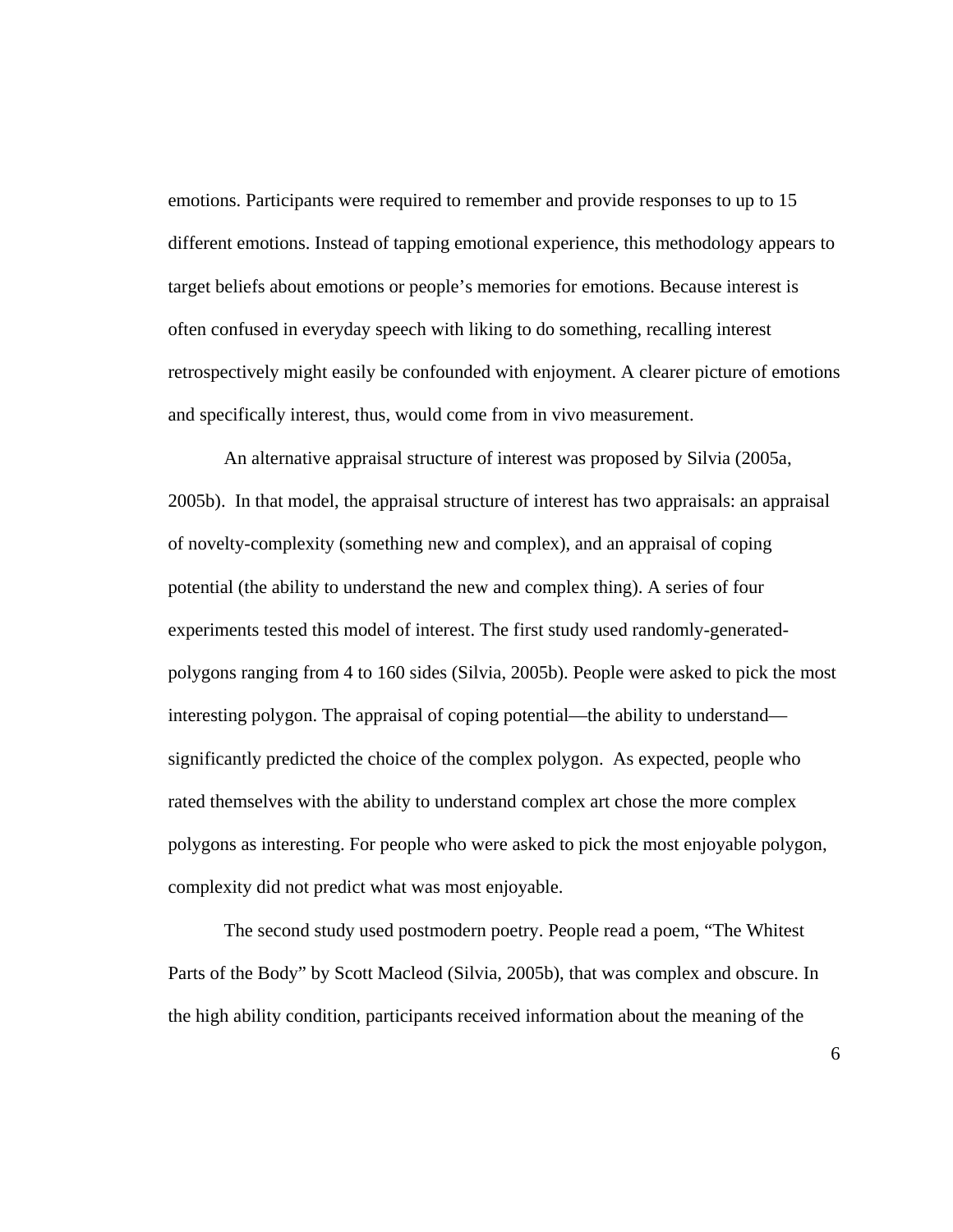emotions. Participants were required to remember and provide responses to up to 15 different emotions. Instead of tapping emotional experience, this methodology appears to target beliefs about emotions or people's memories for emotions. Because interest is often confused in everyday speech with liking to do something, recalling interest retrospectively might easily be confounded with enjoyment. A clearer picture of emotions and specifically interest, thus, would come from in vivo measurement.

An alternative appraisal structure of interest was proposed by Silvia (2005a, 2005b). In that model, the appraisal structure of interest has two appraisals: an appraisal of novelty-complexity (something new and complex), and an appraisal of coping potential (the ability to understand the new and complex thing). A series of four experiments tested this model of interest. The first study used randomly-generated-polygons ranging from 4 to 160 sides (Silvia, 2005b). People were asked to pick the most interesting polygon. The appraisal of coping potential—the ability to understand—significantly predicted the choice of the complex polygon. As expected, people who rated themselves with the ability to understand complex art chose the more complex polygons as interesting. For people who were asked to pick the most enjoyable polygon, complexity did not predict what was most enjoyable.

The second study used postmodern poetry. People read a poem, "The Whitest Parts of the Body" by Scott Macleod (Silvia, 2005b), that was complex and obscure. In the high ability condition, participants received information about the meaning of the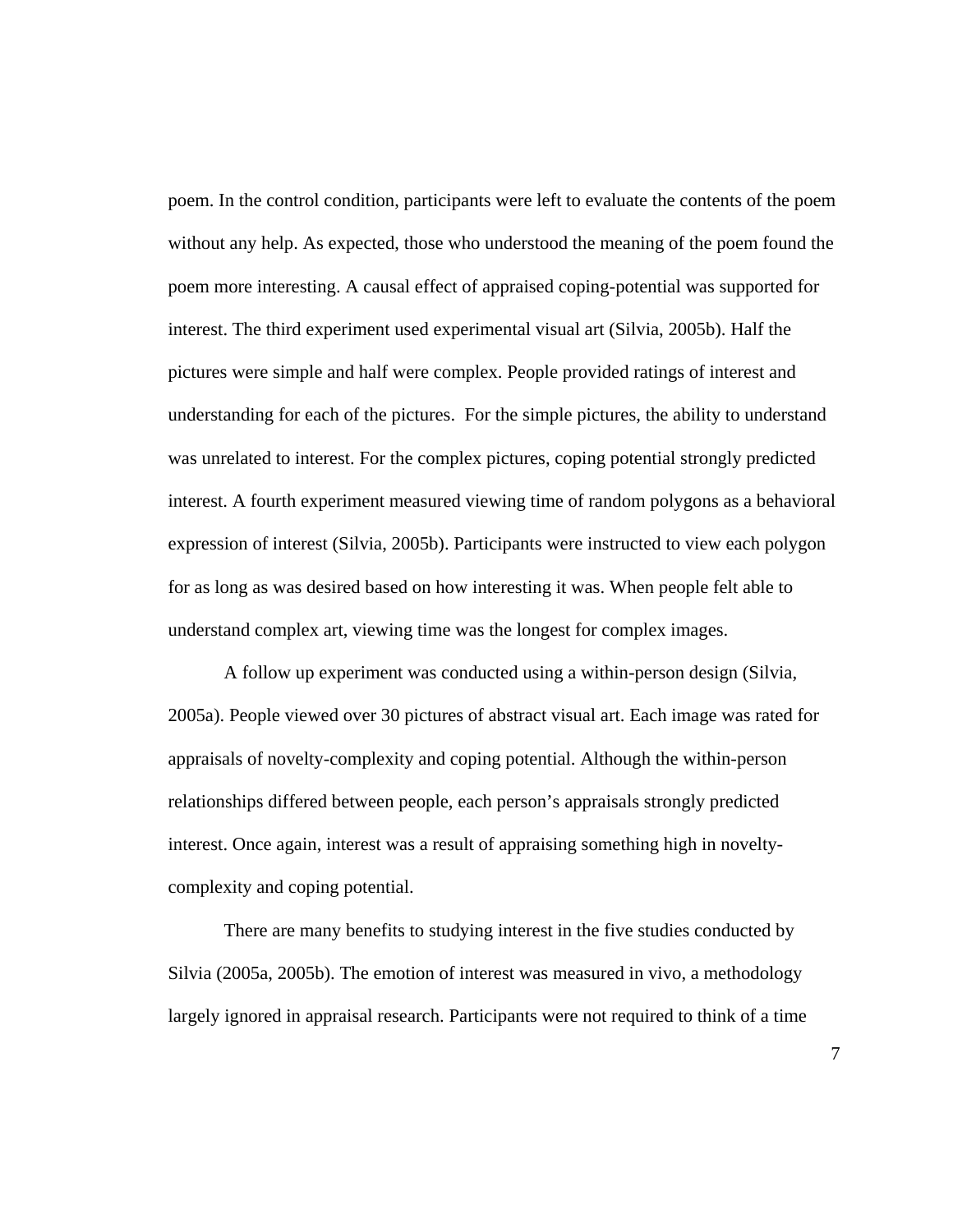poem. In the control condition, participants were left to evaluate the contents of the poem without any help. As expected, those who understood the meaning of the poem found the poem more interesting. A causal effect of appraised coping-potential was supported for interest. The third experiment used experimental visual art (Silvia, 2005b). Half the pictures were simple and half were complex. People provided ratings of interest and understanding for each of the pictures. For the simple pictures, the ability to understand was unrelated to interest. For the complex pictures, coping potential strongly predicted interest. A fourth experiment measured viewing time of random polygons as a behavioral expression of interest (Silvia, 2005b). Participants were instructed to view each polygon for as long as was desired based on how interesting it was. When people felt able to understand complex art, viewing time was the longest for complex images.

A follow up experiment was conducted using a within-person design (Silvia, 2005a). People viewed over 30 pictures of abstract visual art. Each image was rated for appraisals of novelty-complexity and coping potential. Although the within-person relationships differed between people, each person's appraisals strongly predicted interest. Once again, interest was a result of appraising something high in novelty-complexity and coping potential.

There are many benefits to studying interest in the five studies conducted by Silvia (2005a, 2005b). The emotion of interest was measured in vivo, a methodology largely ignored in appraisal research. Participants were not required to think of a time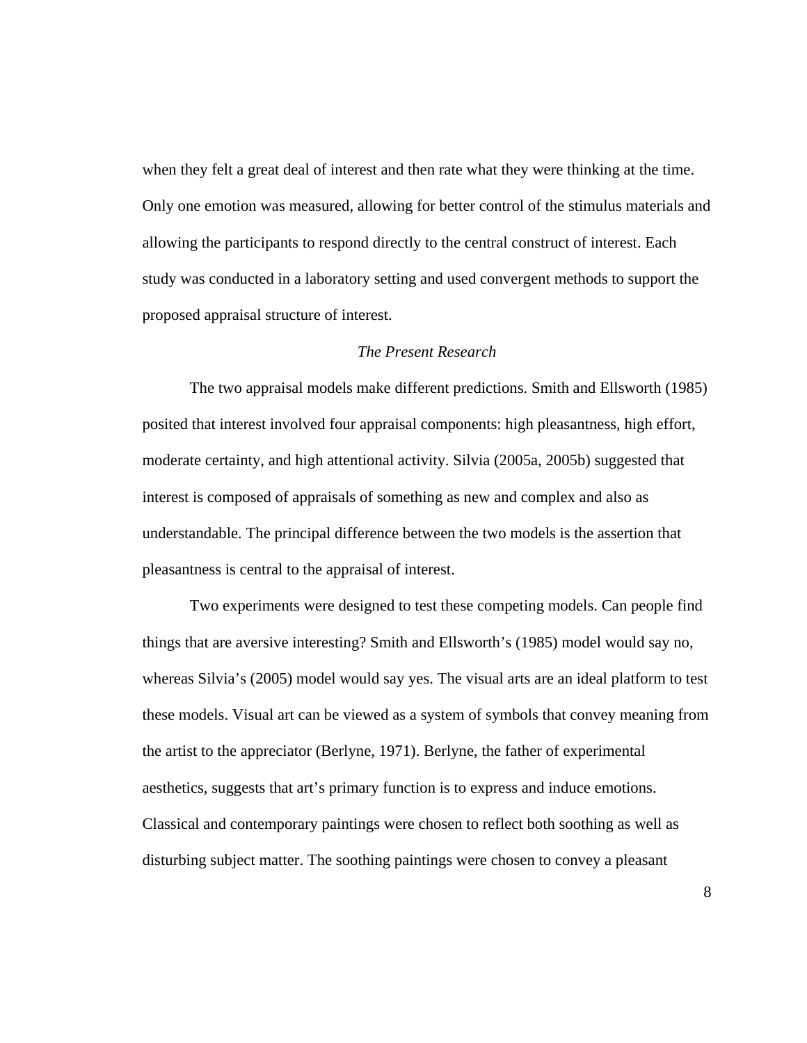when they felt a great deal of interest and then rate what they were thinking at the time. Only one emotion was measured, allowing for better control of the stimulus materials and allowing the participants to respond directly to the central construct of interest. Each study was conducted in a laboratory setting and used convergent methods to support the proposed appraisal structure of interest.

### *The Present Research*

The two appraisal models make different predictions. Smith and Ellsworth (1985) posited that interest involved four appraisal components: high pleasantness, high effort, moderate certainty, and high attentional activity. Silvia (2005a, 2005b) suggested that interest is composed of appraisals of something as new and complex and also as understandable. The principal difference between the two models is the assertion that pleasantness is central to the appraisal of interest.

Two experiments were designed to test these competing models. Can people find things that are aversive interesting? Smith and Ellsworth's (1985) model would say no, whereas Silvia's (2005) model would say yes. The visual arts are an ideal platform to test these models. Visual art can be viewed as a system of symbols that convey meaning from the artist to the appreciator (Berlyne, 1971). Berlyne, the father of experimental aesthetics, suggests that art's primary function is to express and induce emotions. Classical and contemporary paintings were chosen to reflect both soothing as well as disturbing subject matter. The soothing paintings were chosen to convey a pleasant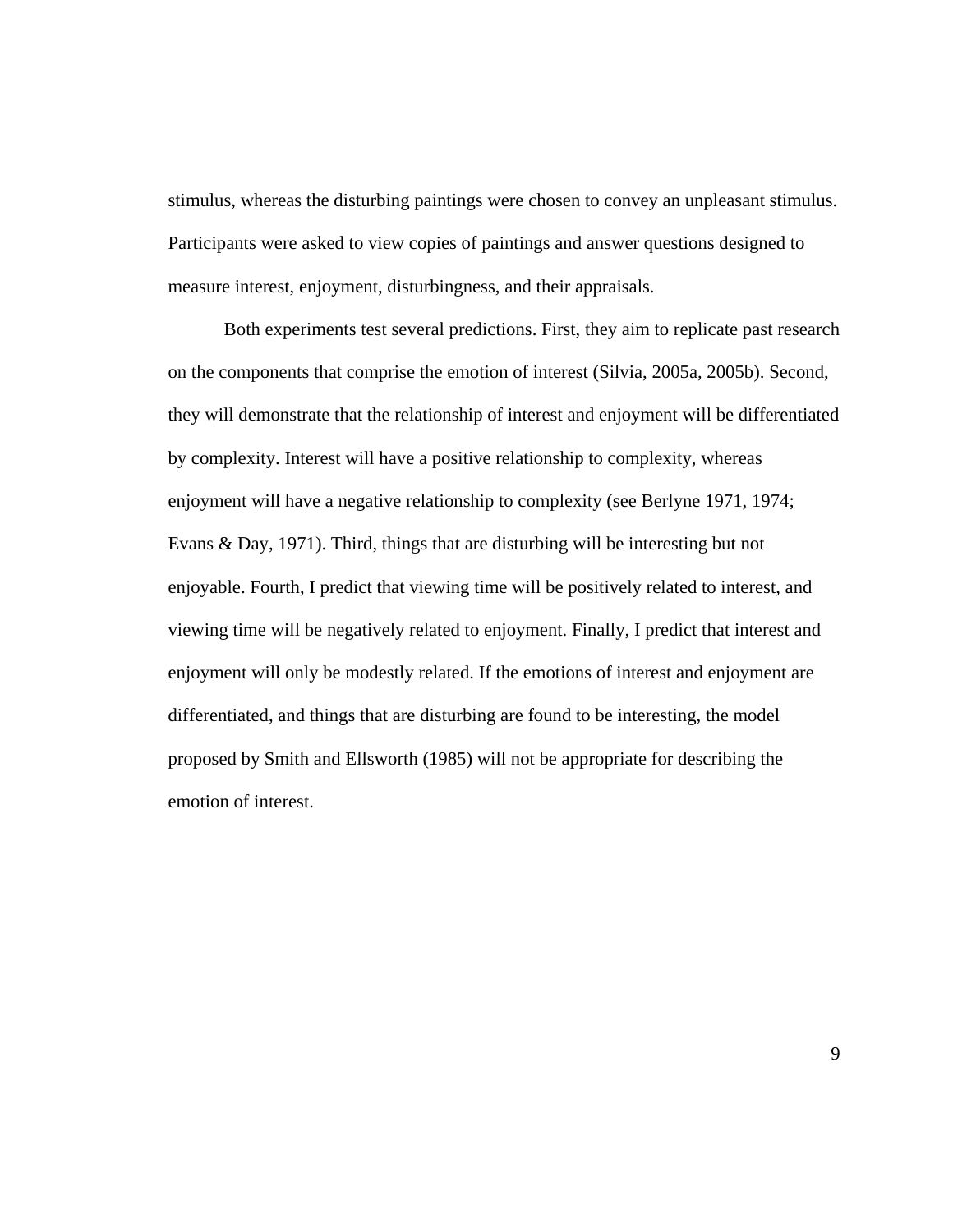stimulus, whereas the disturbing paintings were chosen to convey an unpleasant stimulus. Participants were asked to view copies of paintings and answer questions designed to measure interest, enjoyment, disturbingness, and their appraisals.

Both experiments test several predictions. First, they aim to replicate past research on the components that comprise the emotion of interest (Silvia, 2005a, 2005b). Second, they will demonstrate that the relationship of interest and enjoyment will be differentiated by complexity. Interest will have a positive relationship to complexity, whereas enjoyment will have a negative relationship to complexity (see Berlyne 1971, 1974; Evans & Day, 1971). Third, things that are disturbing will be interesting but not enjoyable. Fourth, I predict that viewing time will be positively related to interest, and viewing time will be negatively related to enjoyment. Finally, I predict that interest and enjoyment will only be modestly related. If the emotions of interest and enjoyment are differentiated, and things that are disturbing are found to be interesting, the model proposed by Smith and Ellsworth (1985) will not be appropriate for describing the emotion of interest.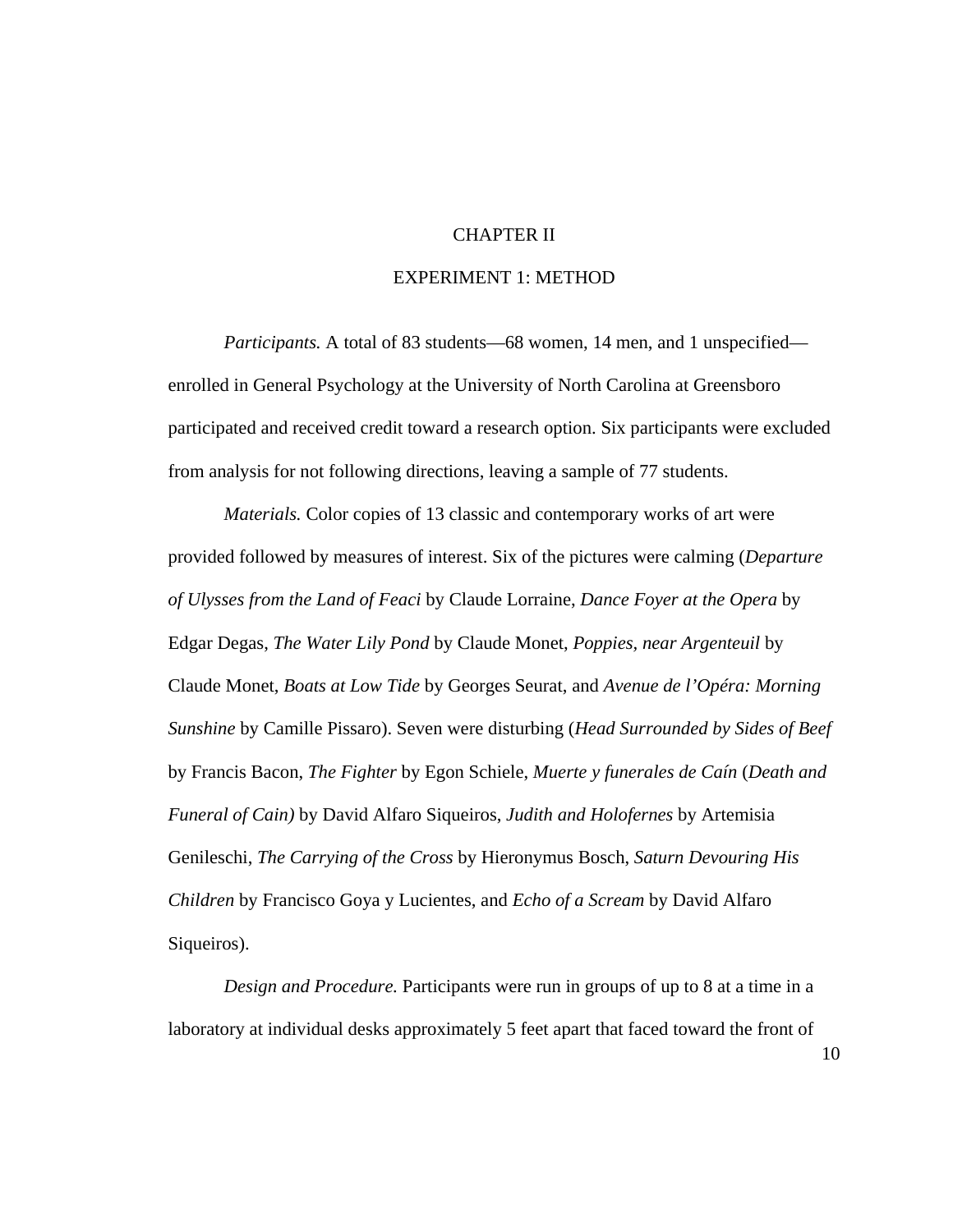# CHAPTER II

## EXPERIMENT 1: METHOD

*Participants.* A total of 83 students—68 women, 14 men, and 1 unspecified—enrolled in General Psychology at the University of North Carolina at Greensboro participated and received credit toward a research option. Six participants were excluded from analysis for not following directions, leaving a sample of 77 students.

*Materials.* Color copies of 13 classic and contemporary works of art were provided followed by measures of interest. Six of the pictures were calming (*Departure of Ulysses from the Land of Feaci* by Claude Lorraine, *Dance Foyer at the Opera* by Edgar Degas, *The Water Lily Pond* by Claude Monet, *Poppies, near Argenteuil* by Claude Monet, *Boats at Low Tide* by Georges Seurat, and *Avenue de l'Opéra: Morning Sunshine* by Camille Pissaro). Seven were disturbing (*Head Surrounded by Sides of Beef* by Francis Bacon, *The Fighter* by Egon Schiele, *Muerte y funerales de Caín* (*Death and Funeral of Cain)* by David Alfaro Siqueiros, *Judith and Holofernes* by Artemisia Genileschi, *The Carrying of the Cross* by Hieronymus Bosch, *Saturn Devouring His Children* by Francisco Goya y Lucientes, and *Echo of a Scream* by David Alfaro Siqueiros).

*Design and Procedure.* Participants were run in groups of up to 8 at a time in a laboratory at individual desks approximately 5 feet apart that faced toward the front of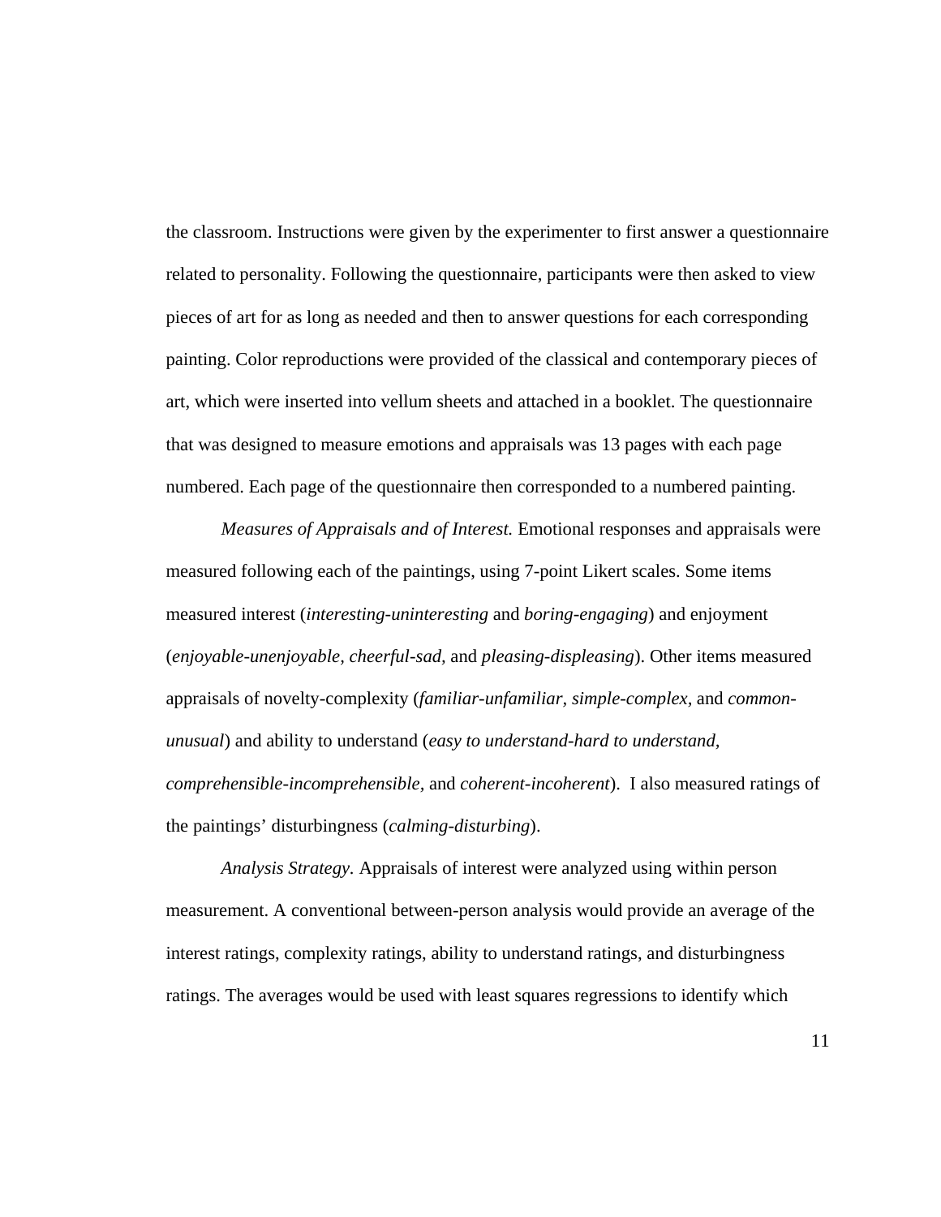the classroom. Instructions were given by the experimenter to first answer a questionnaire related to personality. Following the questionnaire, participants were then asked to view pieces of art for as long as needed and then to answer questions for each corresponding painting. Color reproductions were provided of the classical and contemporary pieces of art, which were inserted into vellum sheets and attached in a booklet. The questionnaire that was designed to measure emotions and appraisals was 13 pages with each page numbered. Each page of the questionnaire then corresponded to a numbered painting.

*Measures of Appraisals and of Interest.* Emotional responses and appraisals were measured following each of the paintings, using 7-point Likert scales. Some items measured interest (*interesting-uninteresting* and *boring-engaging*) and enjoyment (*enjoyable-unenjoyable, cheerful-sad,* and *pleasing-displeasing*). Other items measured appraisals of novelty-complexity (*familiar-unfamiliar, simple-complex,* and *common-unusual*) and ability to understand (*easy to understand-hard to understand, comprehensible-incomprehensible,* and *coherent-incoherent*). I also measured ratings of the paintings' disturbingness (*calming-disturbing*).

*Analysis Strategy.* Appraisals of interest were analyzed using within person measurement. A conventional between-person analysis would provide an average of the interest ratings, complexity ratings, ability to understand ratings, and disturbingness ratings. The averages would be used with least squares regressions to identify which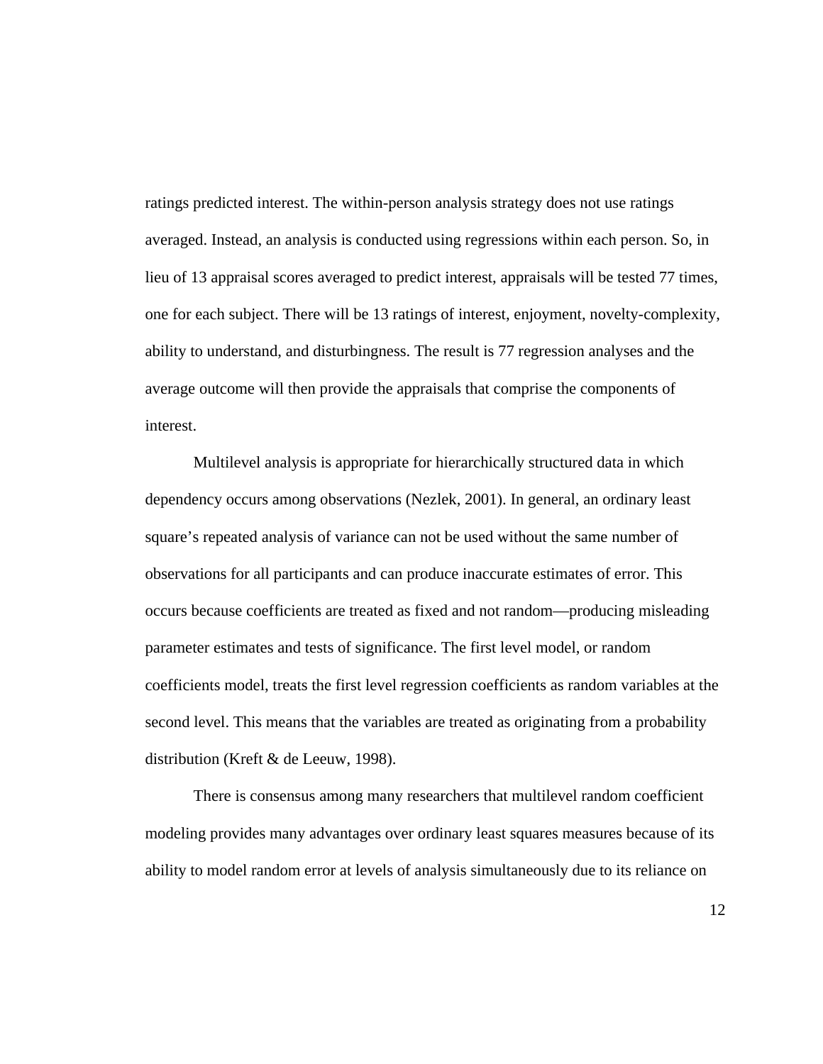ratings predicted interest. The within-person analysis strategy does not use ratings averaged. Instead, an analysis is conducted using regressions within each person. So, in lieu of 13 appraisal scores averaged to predict interest, appraisals will be tested 77 times, one for each subject. There will be 13 ratings of interest, enjoyment, novelty-complexity, ability to understand, and disturbingness. The result is 77 regression analyses and the average outcome will then provide the appraisals that comprise the components of interest.

Multilevel analysis is appropriate for hierarchically structured data in which dependency occurs among observations (Nezlek, 2001). In general, an ordinary least square's repeated analysis of variance can not be used without the same number of observations for all participants and can produce inaccurate estimates of error. This occurs because coefficients are treated as fixed and not random—producing misleading parameter estimates and tests of significance. The first level model, or random coefficients model, treats the first level regression coefficients as random variables at the second level. This means that the variables are treated as originating from a probability distribution (Kreft & de Leeuw, 1998).

There is consensus among many researchers that multilevel random coefficient modeling provides many advantages over ordinary least squares measures because of its ability to model random error at levels of analysis simultaneously due to its reliance on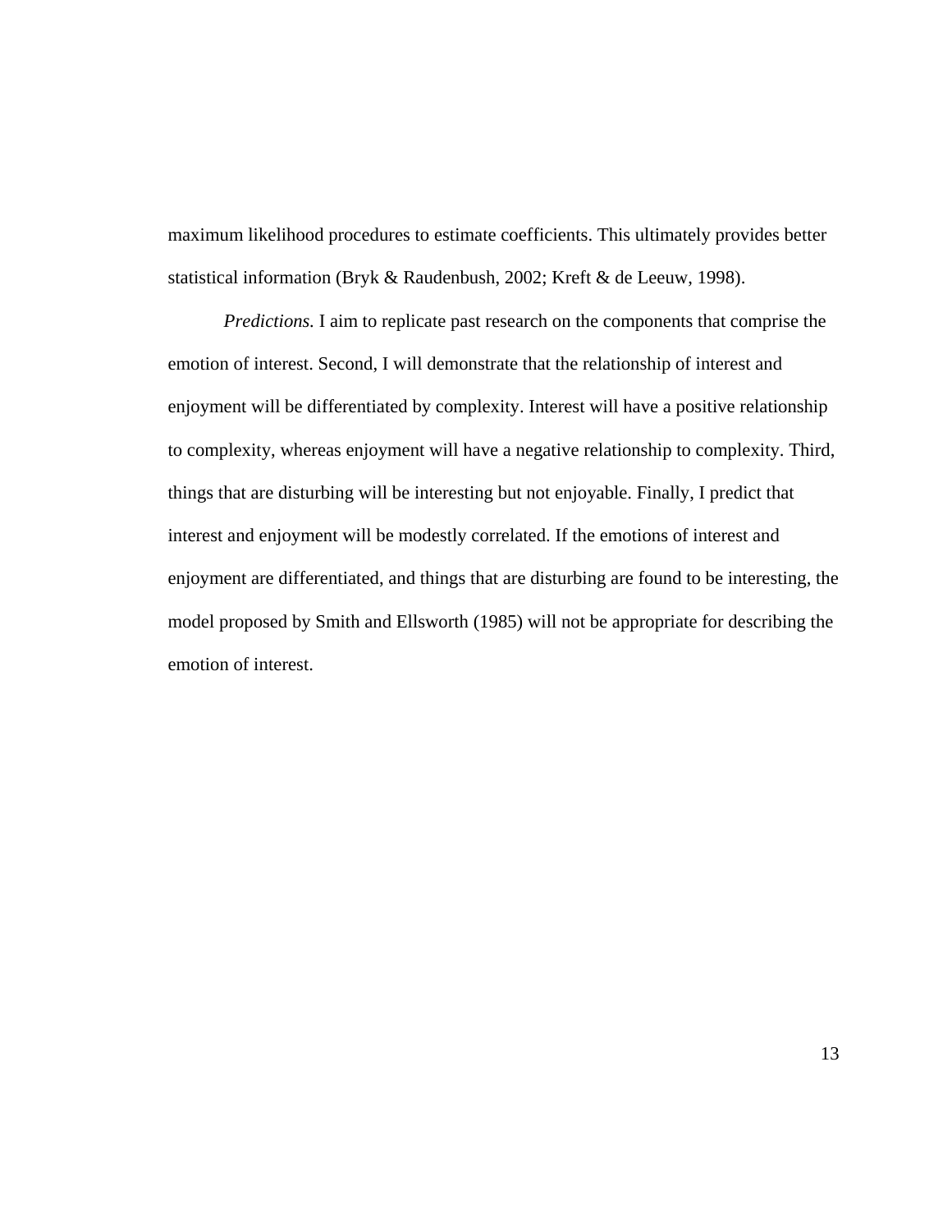maximum likelihood procedures to estimate coefficients. This ultimately provides better statistical information (Bryk & Raudenbush, 2002; Kreft & de Leeuw, 1998).

*Predictions.* I aim to replicate past research on the components that comprise the emotion of interest. Second, I will demonstrate that the relationship of interest and enjoyment will be differentiated by complexity. Interest will have a positive relationship to complexity, whereas enjoyment will have a negative relationship to complexity. Third, things that are disturbing will be interesting but not enjoyable. Finally, I predict that interest and enjoyment will be modestly correlated. If the emotions of interest and enjoyment are differentiated, and things that are disturbing are found to be interesting, the model proposed by Smith and Ellsworth (1985) will not be appropriate for describing the emotion of interest.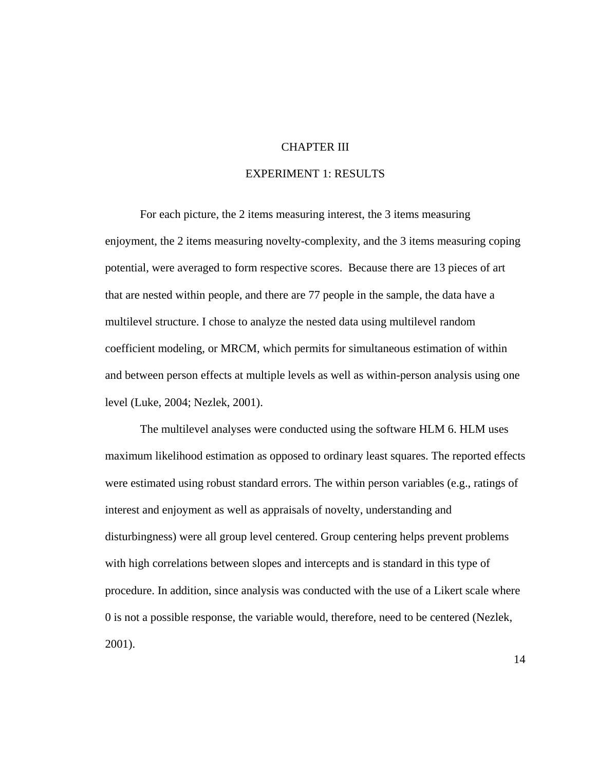# CHAPTER III

## EXPERIMENT 1: RESULTS

For each picture, the 2 items measuring interest, the 3 items measuring enjoyment, the 2 items measuring novelty-complexity, and the 3 items measuring coping potential, were averaged to form respective scores. Because there are 13 pieces of art that are nested within people, and there are 77 people in the sample, the data have a multilevel structure. I chose to analyze the nested data using multilevel random coefficient modeling, or MRCM, which permits for simultaneous estimation of within and between person effects at multiple levels as well as within-person analysis using one level (Luke, 2004; Nezlek, 2001).

The multilevel analyses were conducted using the software HLM 6. HLM uses maximum likelihood estimation as opposed to ordinary least squares. The reported effects were estimated using robust standard errors. The within person variables (e.g., ratings of interest and enjoyment as well as appraisals of novelty, understanding and disturbingness) were all group level centered. Group centering helps prevent problems with high correlations between slopes and intercepts and is standard in this type of procedure. In addition, since analysis was conducted with the use of a Likert scale where 0 is not a possible response, the variable would, therefore, need to be centered (Nezlek, 2001).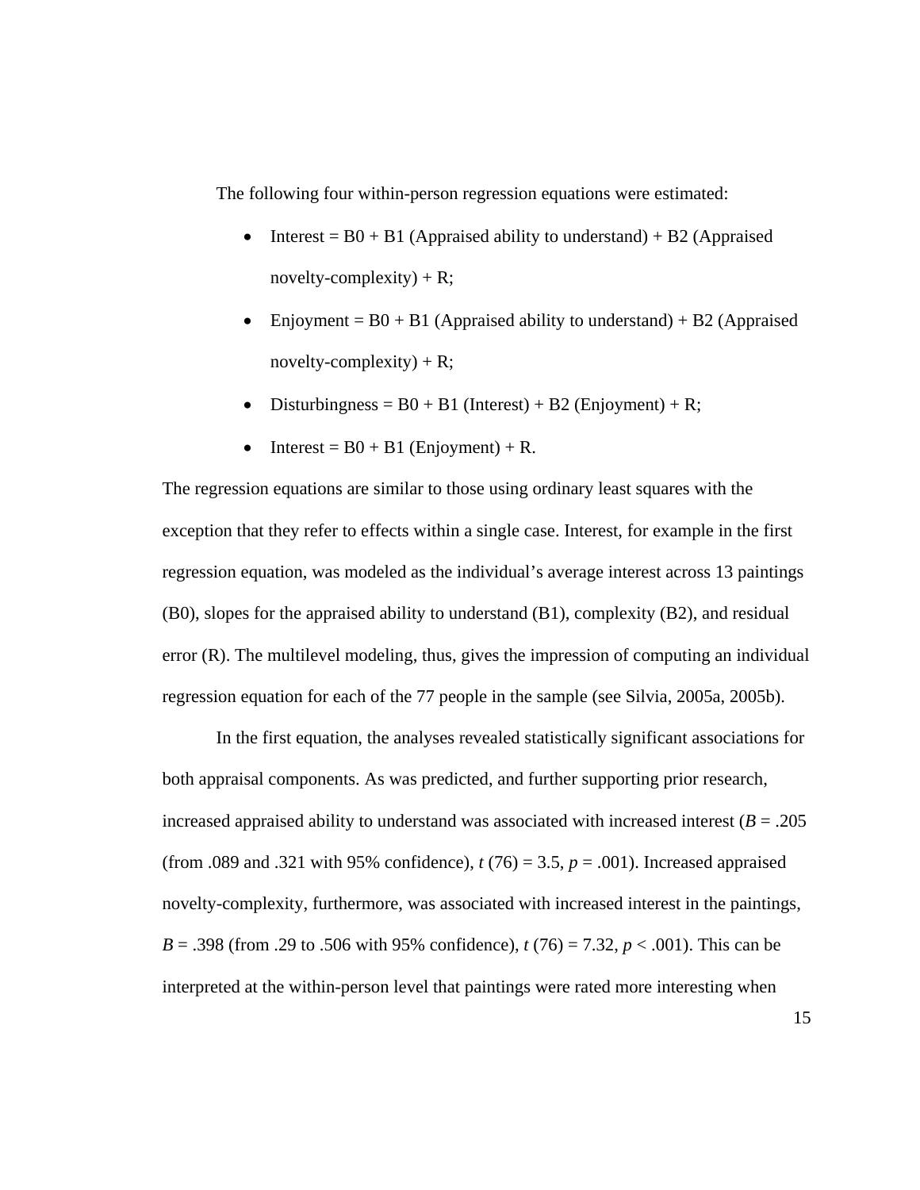The following four within-person regression equations were estimated:

- Interest = B0 + B1 (Appraised ability to understand) + B2 (Appraised novelty-complexity) + R;
- Enjoyment = B0 + B1 (Appraised ability to understand) + B2 (Appraised novelty-complexity) + R;
- Disturbingness = B0 + B1 (Interest) + B2 (Enjoyment) + R;
- Interest = B0 + B1 (Enjoyment) + R.

The regression equations are similar to those using ordinary least squares with the exception that they refer to effects within a single case. Interest, for example in the first regression equation, was modeled as the individual's average interest across 13 paintings (B0), slopes for the appraised ability to understand (B1), complexity (B2), and residual error (R). The multilevel modeling, thus, gives the impression of computing an individual regression equation for each of the 77 people in the sample (see Silvia, 2005a, 2005b).

In the first equation, the analyses revealed statistically significant associations for both appraisal components. As was predicted, and further supporting prior research, increased appraised ability to understand was associated with increased interest (*B* = .205 (from .089 and .321 with 95% confidence), $t$ (76) = 3.5, $p$ = .001). Increased appraised novelty-complexity, furthermore, was associated with increased interest in the paintings, *B* = .398 (from .29 to .506 with 95% confidence), $t$ (76) = 7.32, $p < .001$). This can be interpreted at the within-person level that paintings were rated more interesting when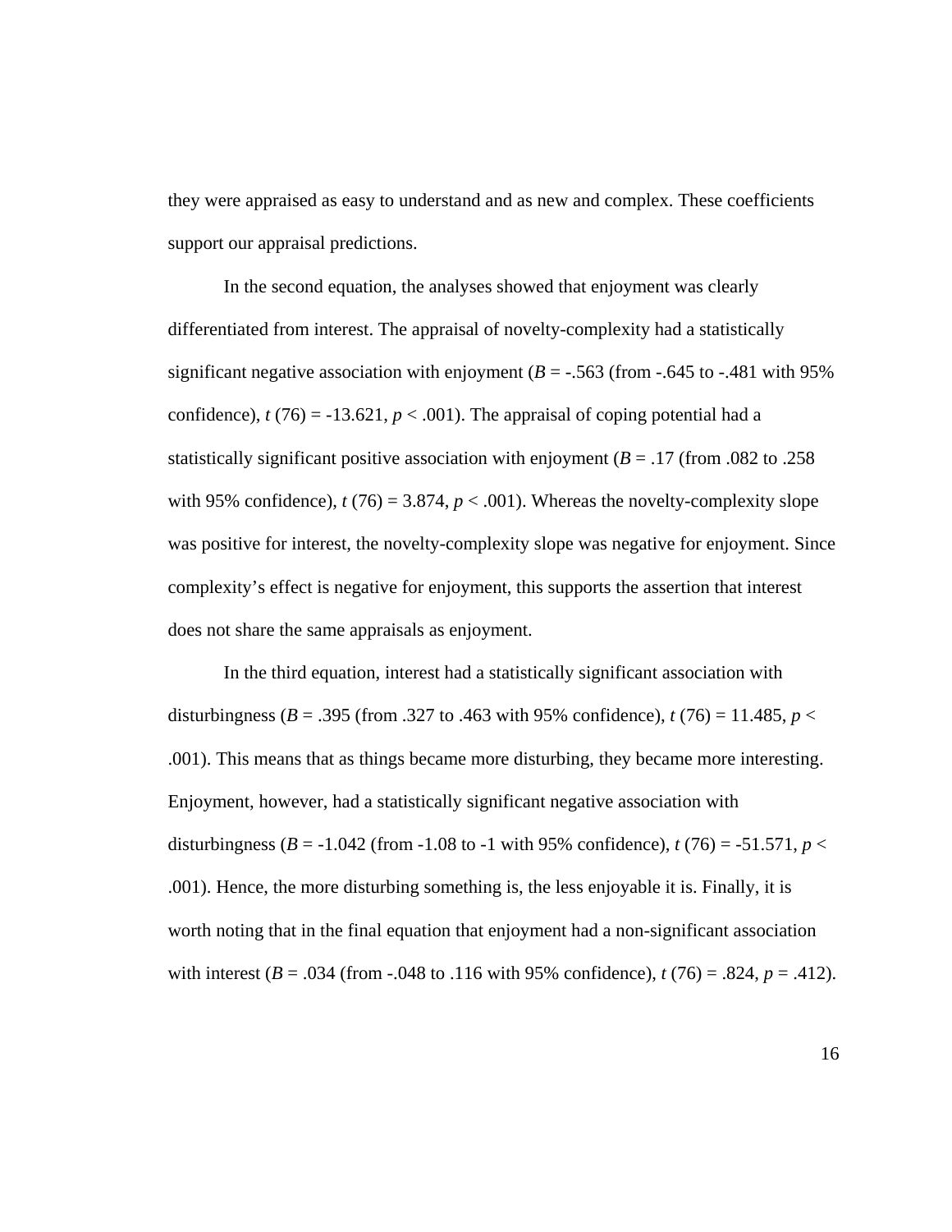they were appraised as easy to understand and as new and complex. These coefficients support our appraisal predictions.

In the second equation, the analyses showed that enjoyment was clearly differentiated from interest. The appraisal of novelty-complexity had a statistically significant negative association with enjoyment ($B$ = -.563 (from -.645 to -.481 with 95% confidence), $t$ (76) = -13.621, $p$ < .001). The appraisal of coping potential had a statistically significant positive association with enjoyment ($B$ = .17 (from .082 to .258 with 95% confidence), $t$ (76) = 3.874, $p$ < .001). Whereas the novelty-complexity slope was positive for interest, the novelty-complexity slope was negative for enjoyment. Since complexity's effect is negative for enjoyment, this supports the assertion that interest does not share the same appraisals as enjoyment.

In the third equation, interest had a statistically significant association with disturbingness ($B$ = .395 (from .327 to .463 with 95% confidence), $t$ (76) = 11.485, $p$ < .001). This means that as things became more disturbing, they became more interesting. Enjoyment, however, had a statistically significant negative association with disturbingness ($B$ = -1.042 (from -1.08 to -1 with 95% confidence), $t$ (76) = -51.571, $p$ < .001). Hence, the more disturbing something is, the less enjoyable it is. Finally, it is worth noting that in the final equation that enjoyment had a non-significant association with interest ($B$ = .034 (from -.048 to .116 with 95% confidence), $t$ (76) = .824, $p$ = .412).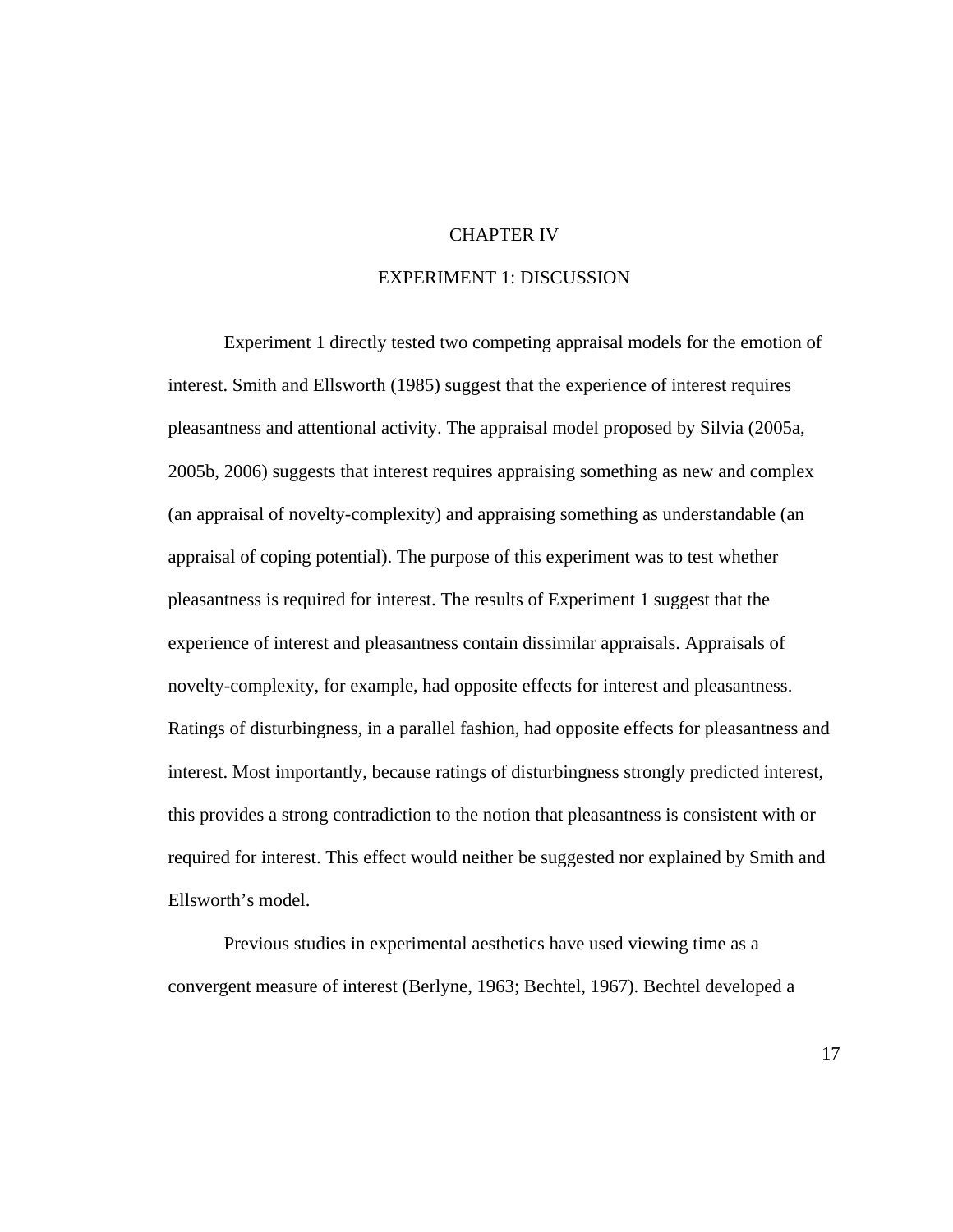# CHAPTER IV

## EXPERIMENT 1: DISCUSSION

Experiment 1 directly tested two competing appraisal models for the emotion of interest. Smith and Ellsworth (1985) suggest that the experience of interest requires pleasantness and attentional activity. The appraisal model proposed by Silvia (2005a, 2005b, 2006) suggests that interest requires appraising something as new and complex (an appraisal of novelty-complexity) and appraising something as understandable (an appraisal of coping potential). The purpose of this experiment was to test whether pleasantness is required for interest. The results of Experiment 1 suggest that the experience of interest and pleasantness contain dissimilar appraisals. Appraisals of novelty-complexity, for example, had opposite effects for interest and pleasantness. Ratings of disturbingness, in a parallel fashion, had opposite effects for pleasantness and interest. Most importantly, because ratings of disturbingness strongly predicted interest, this provides a strong contradiction to the notion that pleasantness is consistent with or required for interest. This effect would neither be suggested nor explained by Smith and Ellsworth's model.

Previous studies in experimental aesthetics have used viewing time as a convergent measure of interest (Berlyne, 1963; Bechtel, 1967). Bechtel developed a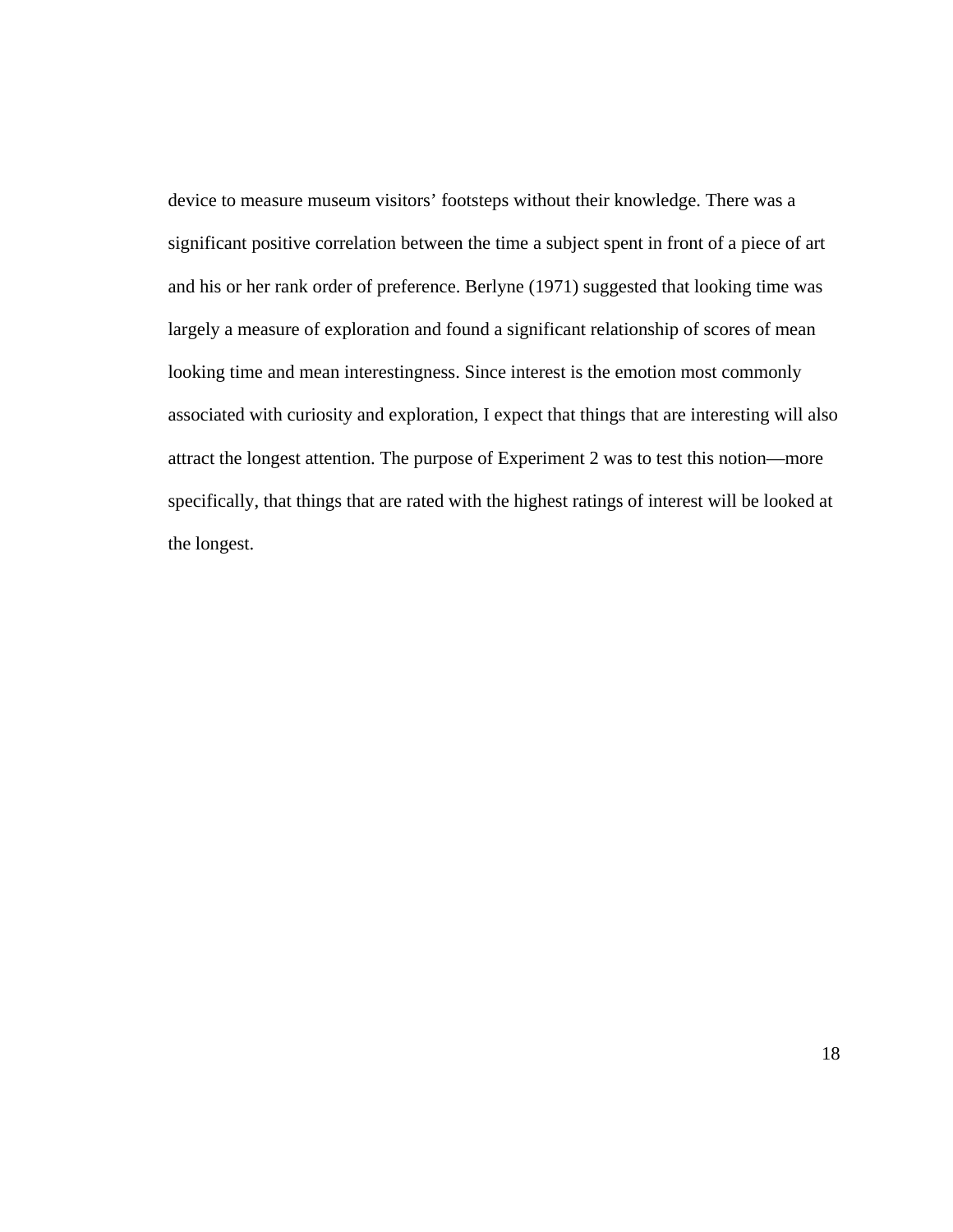device to measure museum visitors’ footsteps without their knowledge. There was a significant positive correlation between the time a subject spent in front of a piece of art and his or her rank order of preference. Berlyne (1971) suggested that looking time was largely a measure of exploration and found a significant relationship of scores of mean looking time and mean interestingness. Since interest is the emotion most commonly associated with curiosity and exploration, I expect that things that are interesting will also attract the longest attention. The purpose of Experiment 2 was to test this notion—more specifically, that things that are rated with the highest ratings of interest will be looked at the longest.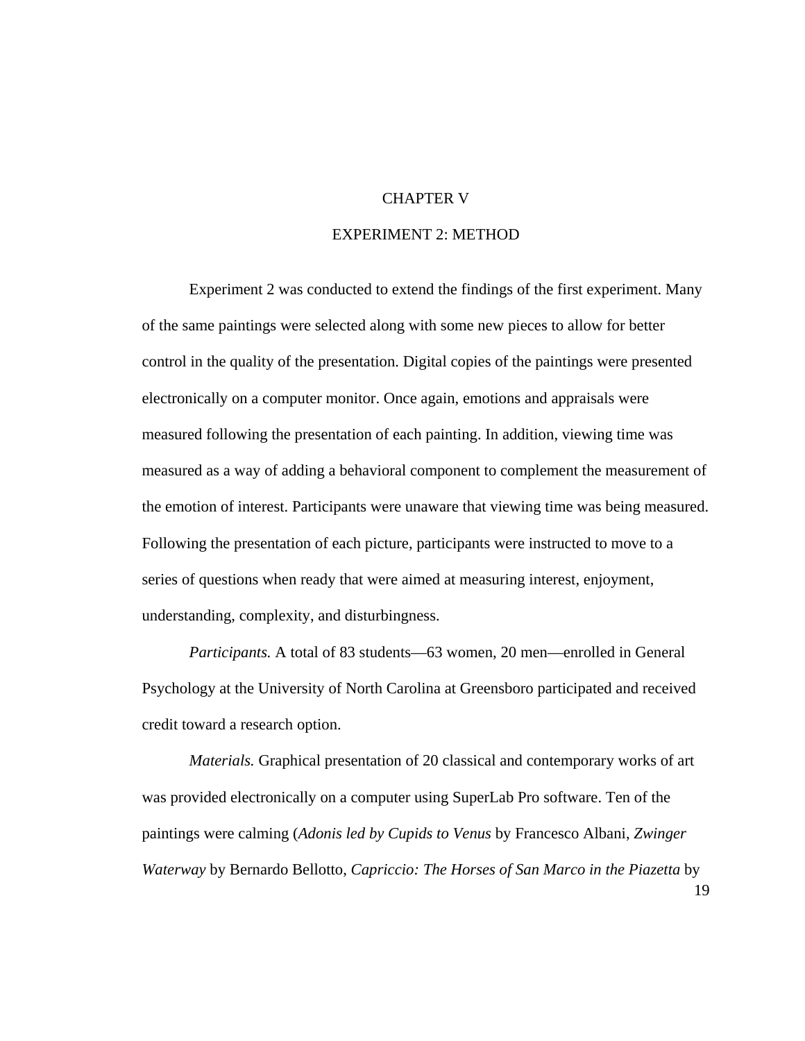# CHAPTER V

## EXPERIMENT 2: METHOD

Experiment 2 was conducted to extend the findings of the first experiment. Many of the same paintings were selected along with some new pieces to allow for better control in the quality of the presentation. Digital copies of the paintings were presented electronically on a computer monitor. Once again, emotions and appraisals were measured following the presentation of each painting. In addition, viewing time was measured as a way of adding a behavioral component to complement the measurement of the emotion of interest. Participants were unaware that viewing time was being measured. Following the presentation of each picture, participants were instructed to move to a series of questions when ready that were aimed at measuring interest, enjoyment, understanding, complexity, and disturbingness.

*Participants.* A total of 83 students—63 women, 20 men—enrolled in General Psychology at the University of North Carolina at Greensboro participated and received credit toward a research option.

*Materials.* Graphical presentation of 20 classical and contemporary works of art was provided electronically on a computer using SuperLab Pro software. Ten of the paintings were calming (*Adonis led by Cupids to Venus* by Francesco Albani, *Zwinger Waterway* by Bernardo Bellotto, *Capriccio: The Horses of San Marco in the Piazzetta* by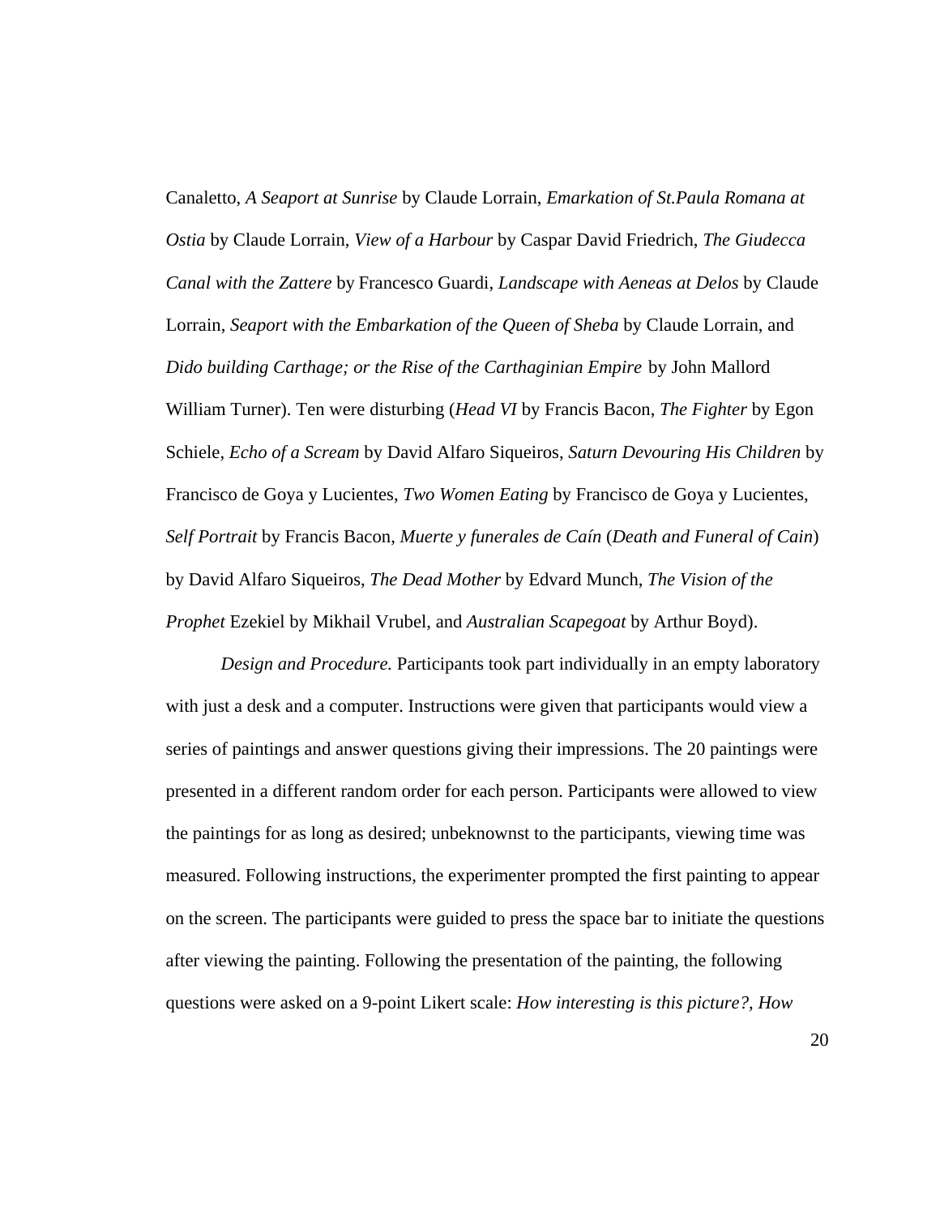Canaletto, *A Seaport at Sunrise* by Claude Lorrain, *Emarkation of St.Paula Romana at Ostia* by Claude Lorrain, *View of a Harbour* by Caspar David Friedrich, *The Giudecca Canal with the Zattere* by Francesco Guardi, *Landscape with Aeneas at Delos* by Claude Lorrain, *Seaport with the Embarkation of the Queen of Sheba* by Claude Lorrain, and *Dido building Carthage; or the Rise of the Carthaginian Empire* by John Mallord William Turner). Ten were disturbing (*Head VI* by Francis Bacon, *The Fighter* by Egon Schiele, *Echo of a Scream* by David Alfaro Siqueiros, *Saturn Devouring His Children* by Francisco de Goya y Lucientes, *Two Women Eating* by Francisco de Goya y Lucientes, *Self Portrait* by Francis Bacon, *Muerte y funerales de Caín* (*Death and Funeral of Cain*) by David Alfaro Siqueiros, *The Dead Mother* by Edvard Munch, *The Vision of the Prophet* Ezekiel by Mikhail Vrubel, and *Australian Scapegoat* by Arthur Boyd).

*Design and Procedure.* Participants took part individually in an empty laboratory with just a desk and a computer. Instructions were given that participants would view a series of paintings and answer questions giving their impressions. The 20 paintings were presented in a different random order for each person. Participants were allowed to view the paintings for as long as desired; unbeknownst to the participants, viewing time was measured. Following instructions, the experimenter prompted the first painting to appear on the screen. The participants were guided to press the space bar to initiate the questions after viewing the painting. Following the presentation of the painting, the following questions were asked on a 9-point Likert scale: *How interesting is this picture?*, *How*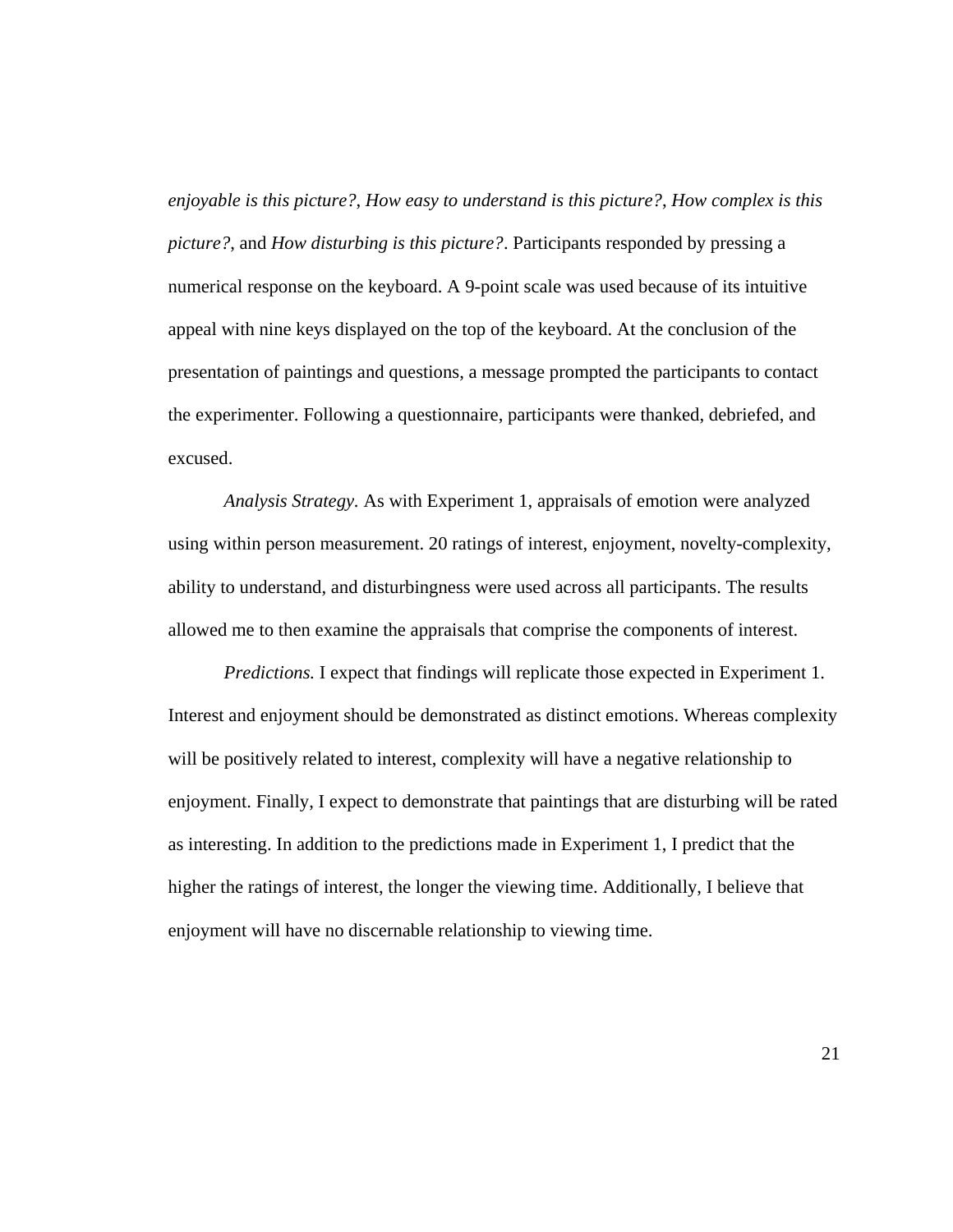*enjoyable is this picture?*, *How easy to understand is this picture?*, *How complex is this picture?*, and *How disturbing is this picture?*. Participants responded by pressing a numerical response on the keyboard. A 9-point scale was used because of its intuitive appeal with nine keys displayed on the top of the keyboard. At the conclusion of the presentation of paintings and questions, a message prompted the participants to contact the experimenter. Following a questionnaire, participants were thanked, debriefed, and excused.

*Analysis Strategy.* As with Experiment 1, appraisals of emotion were analyzed using within person measurement. 20 ratings of interest, enjoyment, novelty-complexity, ability to understand, and disturbingness were used across all participants. The results allowed me to then examine the appraisals that comprise the components of interest.

*Predictions.* I expect that findings will replicate those expected in Experiment 1. Interest and enjoyment should be demonstrated as distinct emotions. Whereas complexity will be positively related to interest, complexity will have a negative relationship to enjoyment. Finally, I expect to demonstrate that paintings that are disturbing will be rated as interesting. In addition to the predictions made in Experiment 1, I predict that the higher the ratings of interest, the longer the viewing time. Additionally, I believe that enjoyment will have no discernable relationship to viewing time.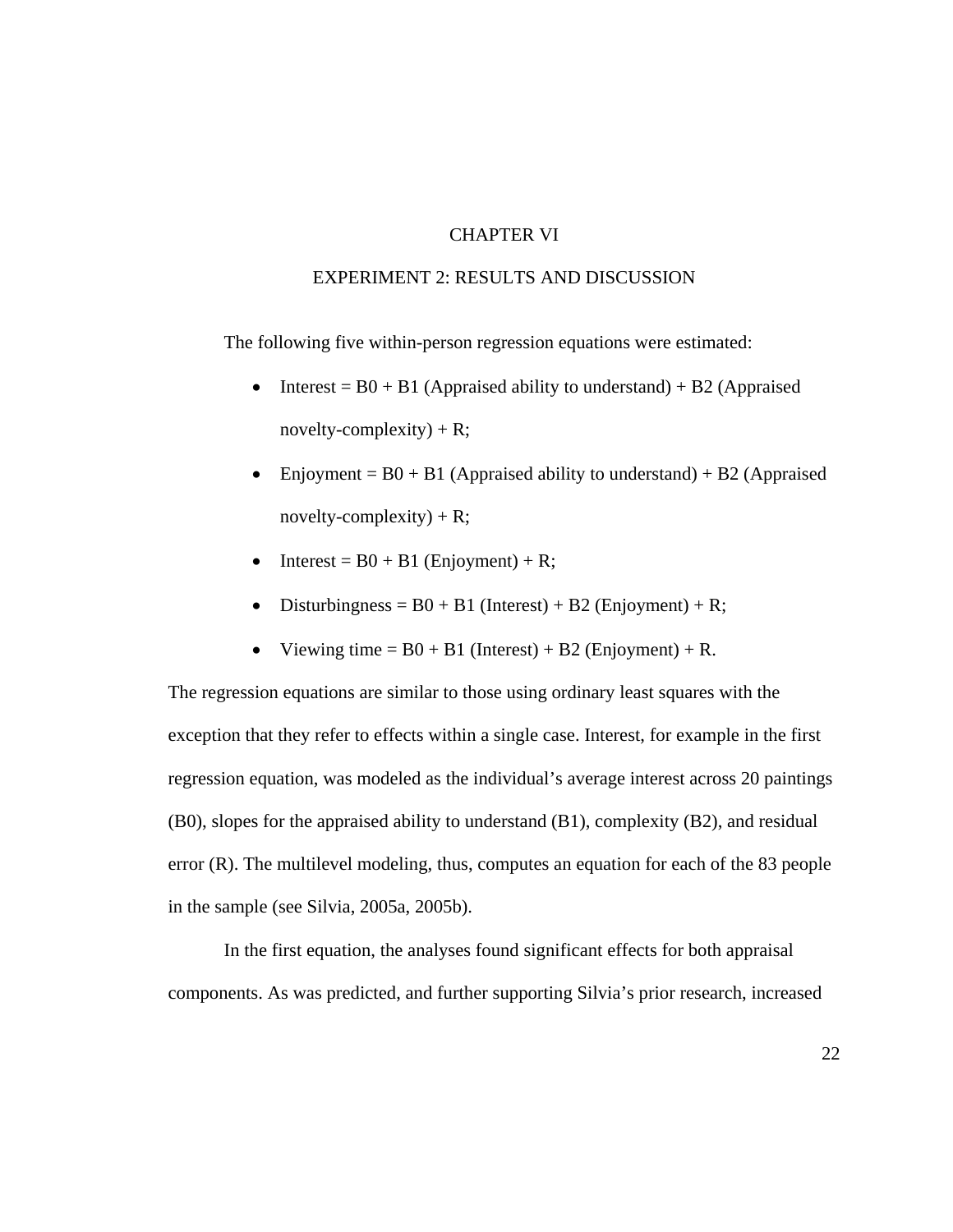# CHAPTER VI

## EXPERIMENT 2: RESULTS AND DISCUSSION

The following five within-person regression equations were estimated:

- Interest = B0 + B1 (Appraised ability to understand) + B2 (Appraised novelty-complexity) + R;
- Enjoyment = B0 + B1 (Appraised ability to understand) + B2 (Appraised novelty-complexity) + R;
- Interest = B0 + B1 (Enjoyment) + R;
- Disturbingness = B0 + B1 (Interest) + B2 (Enjoyment) + R;
- Viewing time = B0 + B1 (Interest) + B2 (Enjoyment) + R.

The regression equations are similar to those using ordinary least squares with the exception that they refer to effects within a single case. Interest, for example in the first regression equation, was modeled as the individual's average interest across 20 paintings (B0), slopes for the appraised ability to understand (B1), complexity (B2), and residual error (R). The multilevel modeling, thus, computes an equation for each of the 83 people in the sample (see Silvia, 2005a, 2005b).

In the first equation, the analyses found significant effects for both appraisal components. As was predicted, and further supporting Silvia's prior research, increased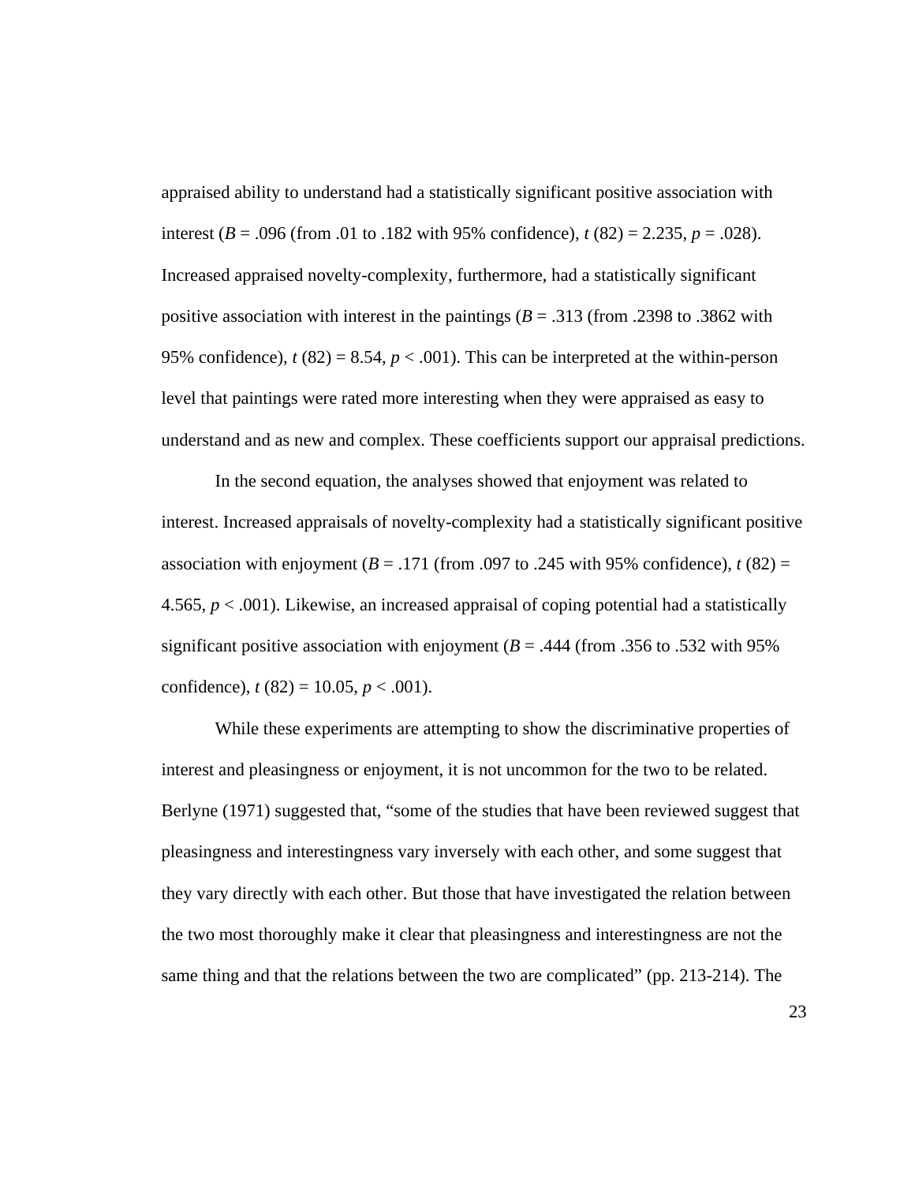appraised ability to understand had a statistically significant positive association with interest (*B* = .096 (from .01 to .182 with 95% confidence), $t$ (82) = 2.235, $p$ = .028). Increased appraised novelty-complexity, furthermore, had a statistically significant positive association with interest in the paintings (*B* = .313 (from .2398 to .3862 with 95% confidence), $t$ (82) = 8.54, $p$ < .001). This can be interpreted at the within-person level that paintings were rated more interesting when they were appraised as easy to understand and as new and complex. These coefficients support our appraisal predictions.

In the second equation, the analyses showed that enjoyment was related to interest. Increased appraisals of novelty-complexity had a statistically significant positive association with enjoyment (*B* = .171 (from .097 to .245 with 95% confidence), $t$ (82) = 4.565, $p$ < .001). Likewise, an increased appraisal of coping potential had a statistically significant positive association with enjoyment (*B* = .444 (from .356 to .532 with 95% confidence), $t$ (82) = 10.05, $p$ < .001).

While these experiments are attempting to show the discriminative properties of interest and pleasingness or enjoyment, it is not uncommon for the two to be related. Berlyne (1971) suggested that, "some of the studies that have been reviewed suggest that pleasingness and interestingness vary inversely with each other, and some suggest that they vary directly with each other. But those that have investigated the relation between the two most thoroughly make it clear that pleasingness and interestingness are not the same thing and that the relations between the two are complicated" (pp. 213-214). The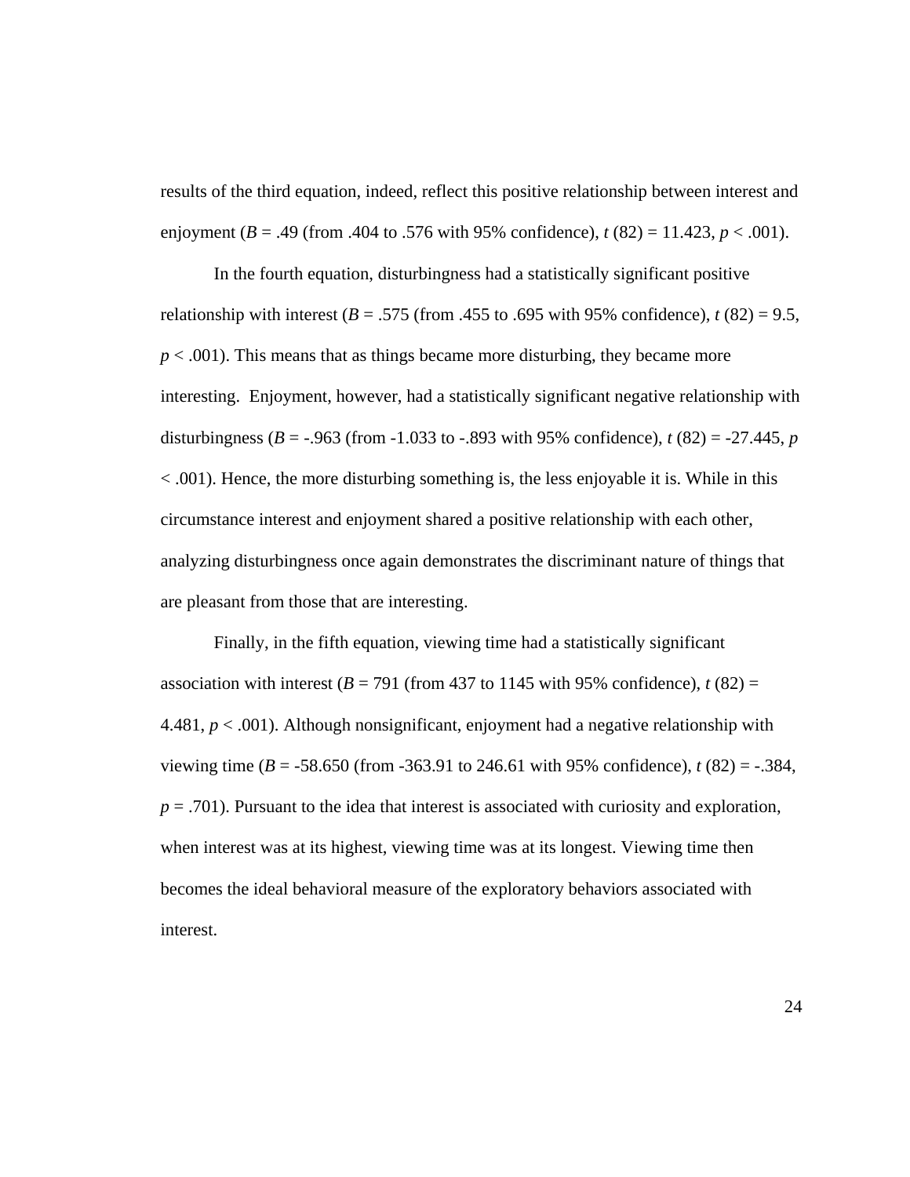results of the third equation, indeed, reflect this positive relationship between interest and enjoyment (*B* = .49 (from .404 to .576 with 95% confidence), *t* (82) = 11.423, $p < .001$).

In the fourth equation, disturbingness had a statistically significant positive relationship with interest (*B* = .575 (from .455 to .695 with 95% confidence), *t* (82) = 9.5, $p < .001$). This means that as things became more disturbing, they became more interesting. Enjoyment, however, had a statistically significant negative relationship with disturbingness (*B* = -.963 (from -1.033 to -.893 with 95% confidence), *t* (82) = -27.445, $p < .001$). Hence, the more disturbing something is, the less enjoyable it is. While in this circumstance interest and enjoyment shared a positive relationship with each other, analyzing disturbingness once again demonstrates the discriminant nature of things that are pleasant from those that are interesting.

Finally, in the fifth equation, viewing time had a statistically significant association with interest (*B* = 791 (from 437 to 1145 with 95% confidence), *t* (82) = 4.481, $p < .001$). Although nonsignificant, enjoyment had a negative relationship with viewing time (*B* = -58.650 (from -363.91 to 246.61 with 95% confidence), *t* (82) = -.384, $p = .701$). Pursuant to the idea that interest is associated with curiosity and exploration, when interest was at its highest, viewing time was at its longest. Viewing time then becomes the ideal behavioral measure of the exploratory behaviors associated with interest.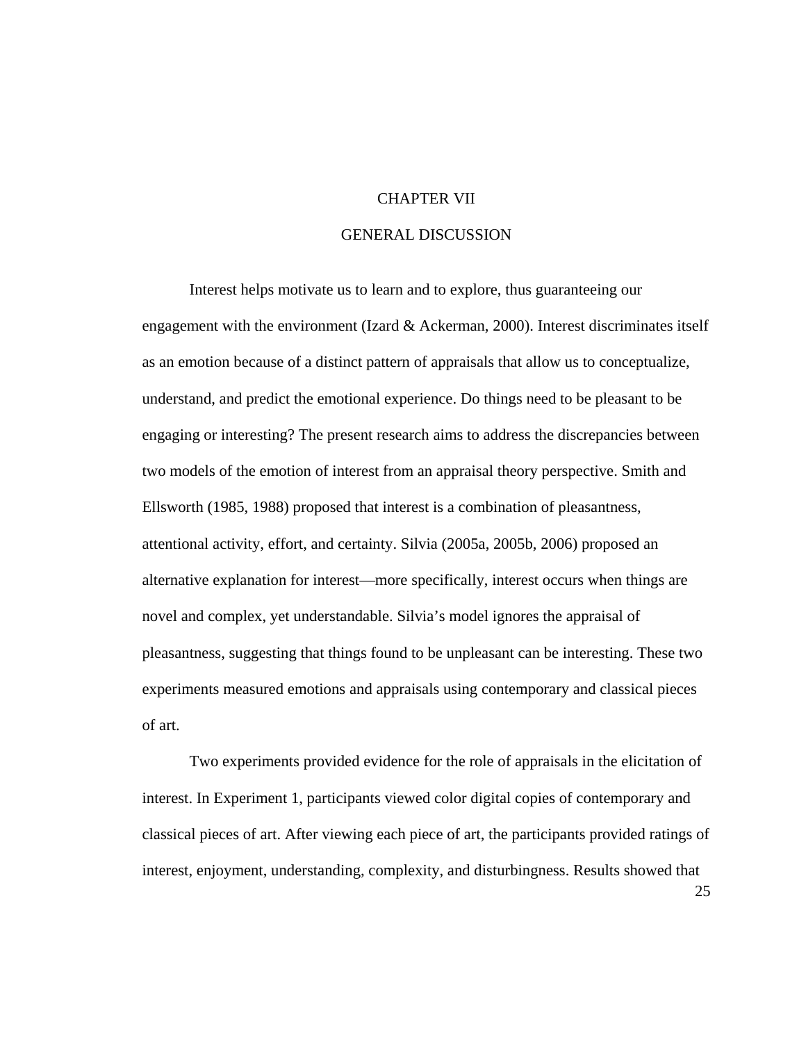# CHAPTER VII

## GENERAL DISCUSSION

Interest helps motivate us to learn and to explore, thus guaranteeing our engagement with the environment (Izard & Ackerman, 2000). Interest discriminates itself as an emotion because of a distinct pattern of appraisals that allow us to conceptualize, understand, and predict the emotional experience. Do things need to be pleasant to be engaging or interesting? The present research aims to address the discrepancies between two models of the emotion of interest from an appraisal theory perspective. Smith and Ellsworth (1985, 1988) proposed that interest is a combination of pleasantness, attentional activity, effort, and certainty. Silvia (2005a, 2005b, 2006) proposed an alternative explanation for interest—more specifically, interest occurs when things are novel and complex, yet understandable. Silvia's model ignores the appraisal of pleasantness, suggesting that things found to be unpleasant can be interesting. These two experiments measured emotions and appraisals using contemporary and classical pieces of art.

Two experiments provided evidence for the role of appraisals in the elicitation of interest. In Experiment 1, participants viewed color digital copies of contemporary and classical pieces of art. After viewing each piece of art, the participants provided ratings of interest, enjoyment, understanding, complexity, and disturbingness. Results showed that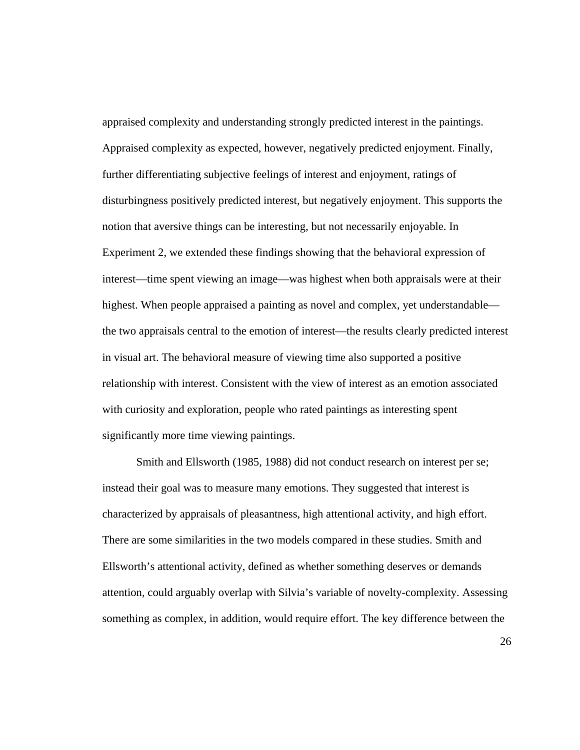appraised complexity and understanding strongly predicted interest in the paintings. Appraised complexity as expected, however, negatively predicted enjoyment. Finally, further differentiating subjective feelings of interest and enjoyment, ratings of disturbingness positively predicted interest, but negatively enjoyment. This supports the notion that aversive things can be interesting, but not necessarily enjoyable. In Experiment 2, we extended these findings showing that the behavioral expression of interest—time spent viewing an image—was highest when both appraisals were at their highest. When people appraised a painting as novel and complex, yet understandable—the two appraisals central to the emotion of interest—the results clearly predicted interest in visual art. The behavioral measure of viewing time also supported a positive relationship with interest. Consistent with the view of interest as an emotion associated with curiosity and exploration, people who rated paintings as interesting spent significantly more time viewing paintings.

Smith and Ellsworth (1985, 1988) did not conduct research on interest per se; instead their goal was to measure many emotions. They suggested that interest is characterized by appraisals of pleasantness, high attentional activity, and high effort. There are some similarities in the two models compared in these studies. Smith and Ellsworth's attentional activity, defined as whether something deserves or demands attention, could arguably overlap with Silvia's variable of novelty-complexity. Assessing something as complex, in addition, would require effort. The key difference between the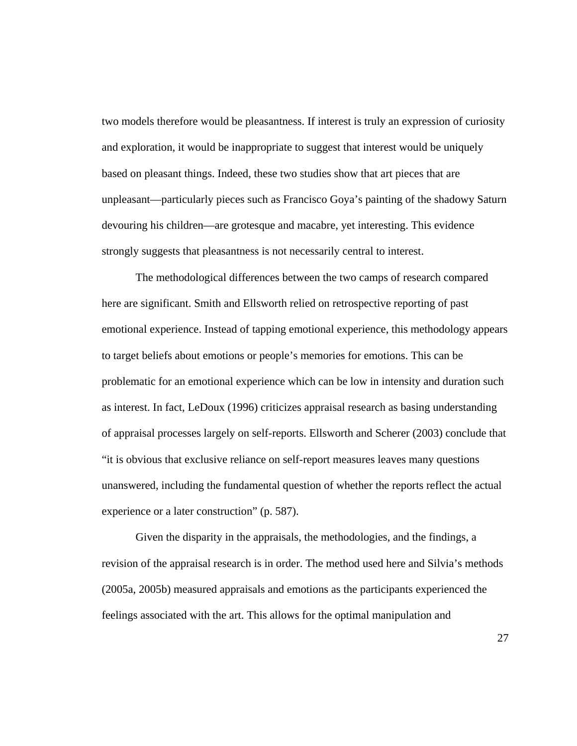two models therefore would be pleasantness. If interest is truly an expression of curiosity and exploration, it would be inappropriate to suggest that interest would be uniquely based on pleasant things. Indeed, these two studies show that art pieces that are unpleasant—particularly pieces such as Francisco Goya's painting of the shadowy Saturn devouring his children—are grotesque and macabre, yet interesting. This evidence strongly suggests that pleasantness is not necessarily central to interest.

The methodological differences between the two camps of research compared here are significant. Smith and Ellsworth relied on retrospective reporting of past emotional experience. Instead of tapping emotional experience, this methodology appears to target beliefs about emotions or people's memories for emotions. This can be problematic for an emotional experience which can be low in intensity and duration such as interest. In fact, LeDoux (1996) criticizes appraisal research as basing understanding of appraisal processes largely on self-reports. Ellsworth and Scherer (2003) conclude that "it is obvious that exclusive reliance on self-report measures leaves many questions unanswered, including the fundamental question of whether the reports reflect the actual experience or a later construction" (p. 587).

Given the disparity in the appraisals, the methodologies, and the findings, a revision of the appraisal research is in order. The method used here and Silvia's methods (2005a, 2005b) measured appraisals and emotions as the participants experienced the feelings associated with the art. This allows for the optimal manipulation and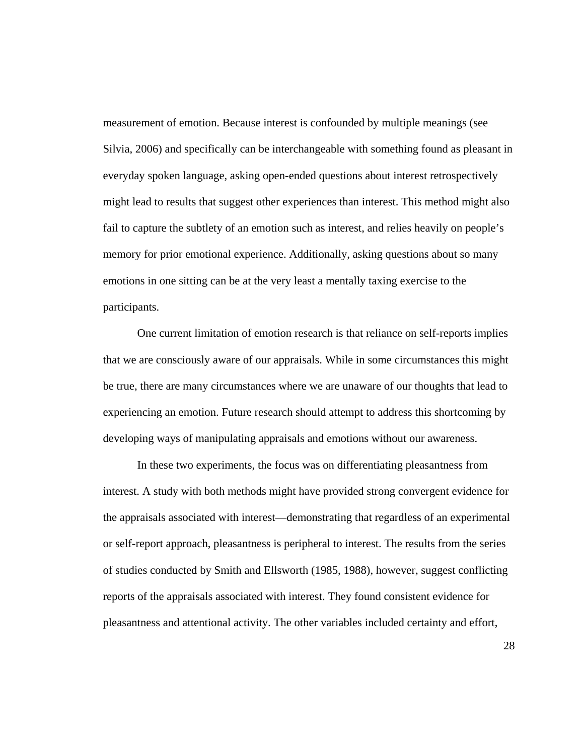measurement of emotion. Because interest is confounded by multiple meanings (see Silvia, 2006) and specifically can be interchangeable with something found as pleasant in everyday spoken language, asking open-ended questions about interest retrospectively might lead to results that suggest other experiences than interest. This method might also fail to capture the subtlety of an emotion such as interest, and relies heavily on people's memory for prior emotional experience. Additionally, asking questions about so many emotions in one sitting can be at the very least a mentally taxing exercise to the participants.

One current limitation of emotion research is that reliance on self-reports implies that we are consciously aware of our appraisals. While in some circumstances this might be true, there are many circumstances where we are unaware of our thoughts that lead to experiencing an emotion. Future research should attempt to address this shortcoming by developing ways of manipulating appraisals and emotions without our awareness.

In these two experiments, the focus was on differentiating pleasantness from interest. A study with both methods might have provided strong convergent evidence for the appraisals associated with interest—demonstrating that regardless of an experimental or self-report approach, pleasantness is peripheral to interest. The results from the series of studies conducted by Smith and Ellsworth (1985, 1988), however, suggest conflicting reports of the appraisals associated with interest. They found consistent evidence for pleasantness and attentional activity. The other variables included certainty and effort,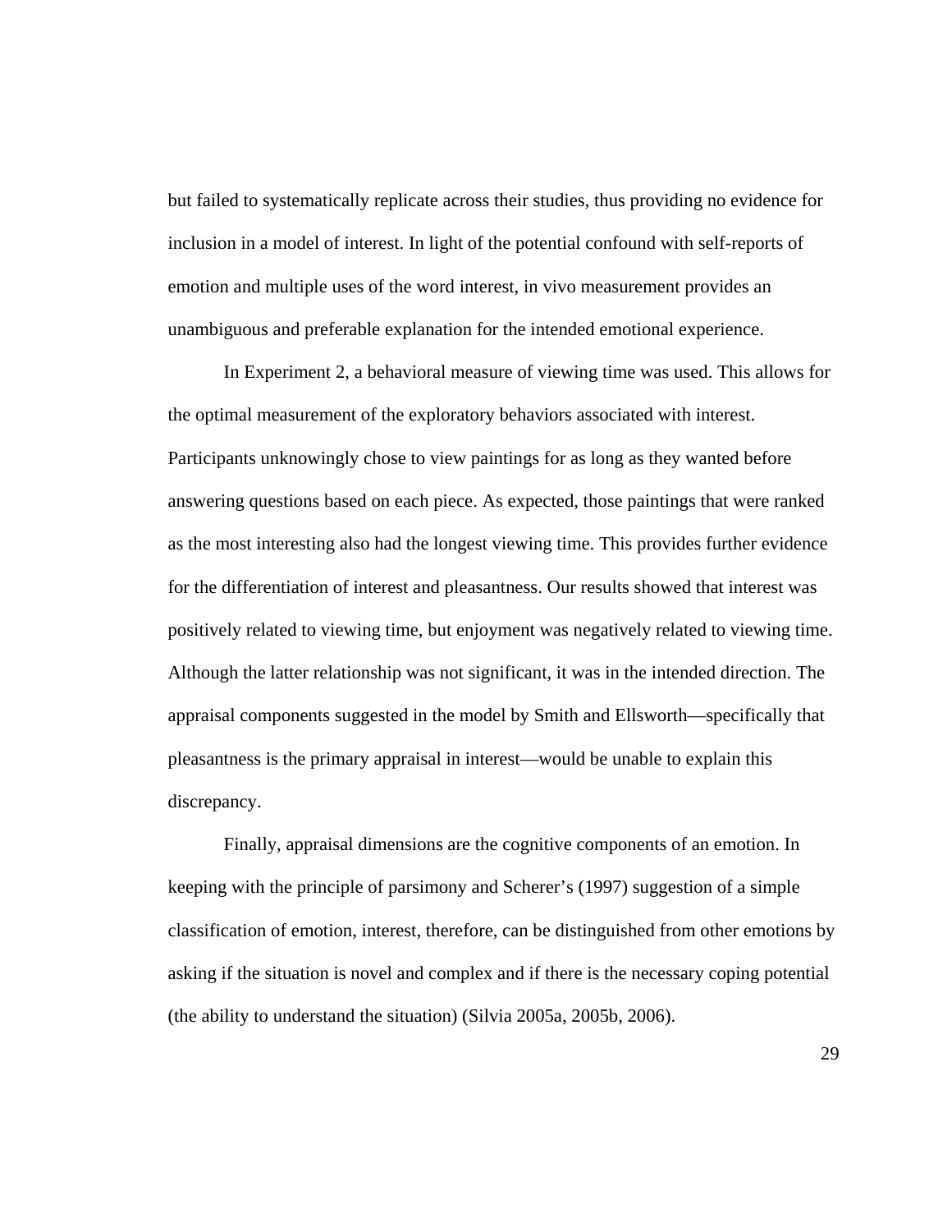but failed to systematically replicate across their studies, thus providing no evidence for inclusion in a model of interest. In light of the potential confound with self-reports of emotion and multiple uses of the word interest, in vivo measurement provides an unambiguous and preferable explanation for the intended emotional experience.

In Experiment 2, a behavioral measure of viewing time was used. This allows for the optimal measurement of the exploratory behaviors associated with interest. Participants unknowingly chose to view paintings for as long as they wanted before answering questions based on each piece. As expected, those paintings that were ranked as the most interesting also had the longest viewing time. This provides further evidence for the differentiation of interest and pleasantness. Our results showed that interest was positively related to viewing time, but enjoyment was negatively related to viewing time. Although the latter relationship was not significant, it was in the intended direction. The appraisal components suggested in the model by Smith and Ellsworth—specifically that pleasantness is the primary appraisal in interest—would be unable to explain this discrepancy.

Finally, appraisal dimensions are the cognitive components of an emotion. In keeping with the principle of parsimony and Scherer's (1997) suggestion of a simple classification of emotion, interest, therefore, can be distinguished from other emotions by asking if the situation is novel and complex and if there is the necessary coping potential (the ability to understand the situation) (Silvia 2005a, 2005b, 2006).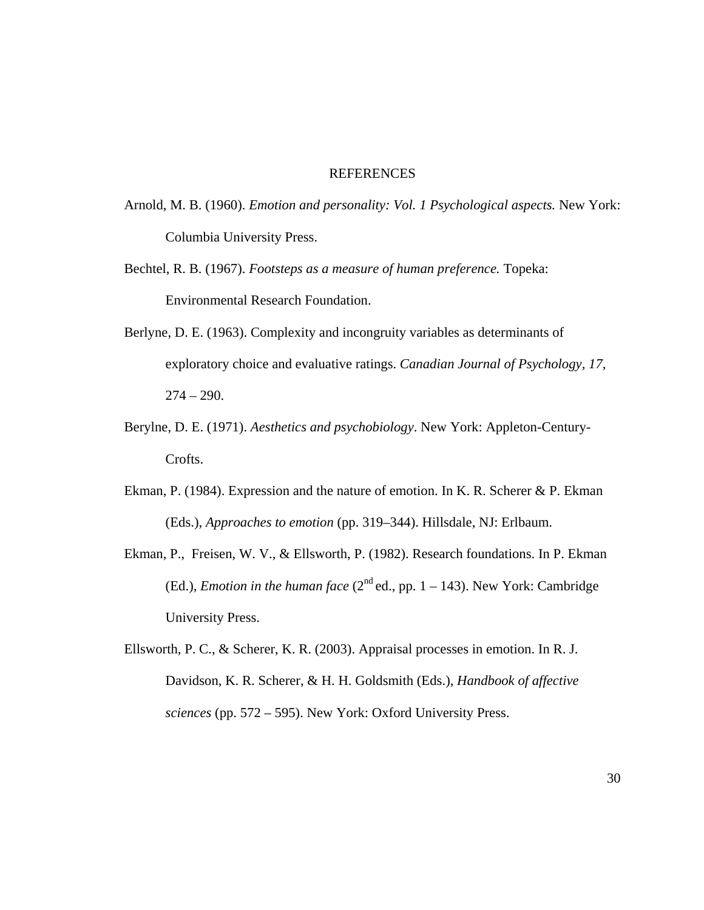# REFERENCES

Arnold, M. B. (1960). *Emotion and personality: Vol. 1 Psychological aspects.* New York: Columbia University Press.

Bechtel, R. B. (1967). *Footsteps as a measure of human preference.* Topeka: Environmental Research Foundation.

Berlyne, D. E. (1963). Complexity and incongruity variables as determinants of exploratory choice and evaluative ratings. *Canadian Journal of Psychology, 17,* 274 – 290.

Berylne, D. E. (1971). *Aesthetics and psychobiology*. New York: Appleton-Century-Crofts.

Ekman, P. (1984). Expression and the nature of emotion. In K. R. Scherer & P. Ekman (Eds.), *Approaches to emotion* (pp. 319–344). Hillsdale, NJ: Erlbaum.

Ekman, P., Freisen, W. V., & Ellsworth, P. (1982). Research foundations. In P. Ekman (Ed.), *Emotion in the human face* (2nd ed., pp. 1 – 143). New York: Cambridge University Press.

Ellsworth, P. C., & Scherer, K. R. (2003). Appraisal processes in emotion. In R. J. Davidson, K. R. Scherer, & H. H. Goldsmith (Eds.), *Handbook of affective sciences* (pp. 572 – 595). New York: Oxford University Press.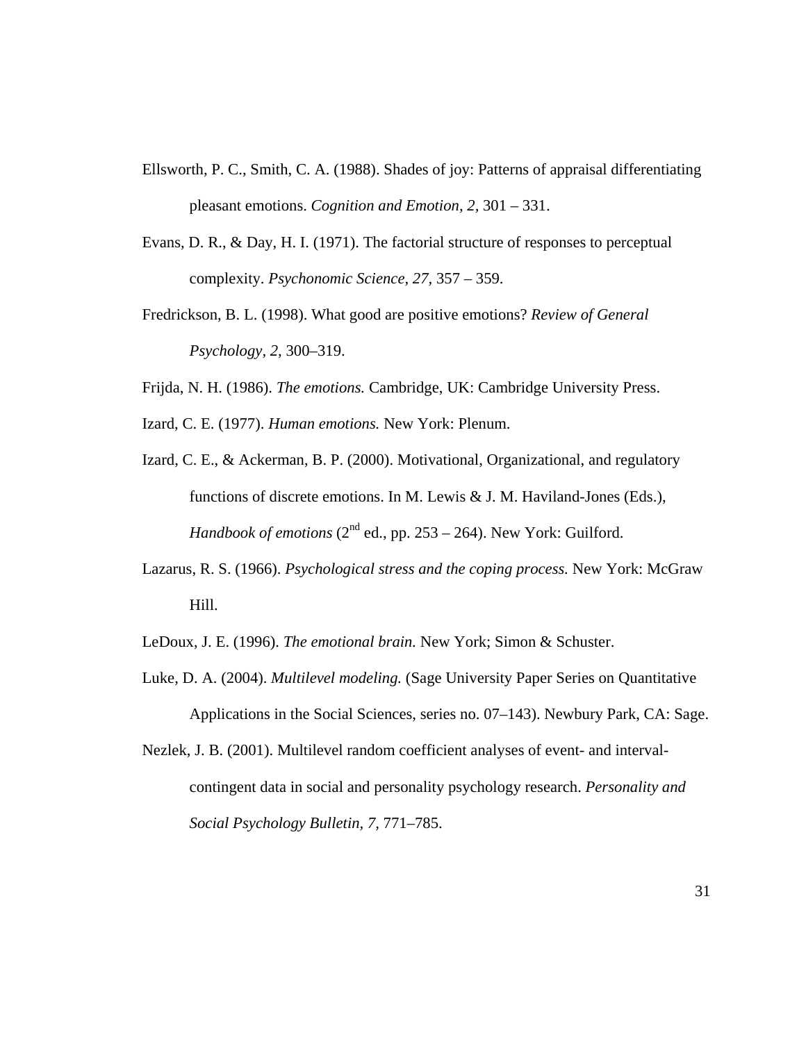Ellsworth, P. C., Smith, C. A. (1988). Shades of joy: Patterns of appraisal differentiating pleasant emotions. *Cognition and Emotion, 2,* 301 – 331.

Evans, D. R., & Day, H. I. (1971). The factorial structure of responses to perceptual complexity. *Psychonomic Science, 27,* 357 – 359.

Fredrickson, B. L. (1998). What good are positive emotions? *Review of General Psychology, 2,* 300–319.

Frijda, N. H. (1986). *The emotions.* Cambridge, UK: Cambridge University Press.

Izard, C. E. (1977). *Human emotions.* New York: Plenum.

Izard, C. E., & Ackerman, B. P. (2000). Motivational, Organizational, and regulatory functions of discrete emotions. In M. Lewis & J. M. Haviland-Jones (Eds.), *Handbook of emotions* (2nd ed., pp. 253 – 264). New York: Guilford.

Lazarus, R. S. (1966). *Psychological stress and the coping process.* New York: McGraw Hill.

LeDoux, J. E. (1996). *The emotional brain.* New York; Simon & Schuster.

Luke, D. A. (2004). *Multilevel modeling.* (Sage University Paper Series on Quantitative Applications in the Social Sciences, series no. 07–143). Newbury Park, CA: Sage.

Nezlek, J. B. (2001). Multilevel random coefficient analyses of event- and interval-contingent data in social and personality psychology research. *Personality and Social Psychology Bulletin, 7,* 771–785.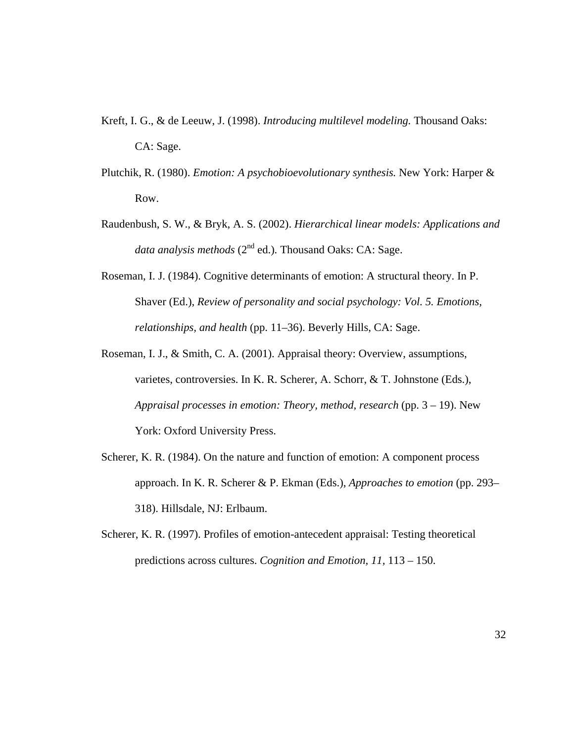Kreft, I. G., & de Leeuw, J. (1998). *Introducing multilevel modeling.* Thousand Oaks: CA: Sage.

Plutchik, R. (1980). *Emotion: A psychobioevolutionary synthesis.* New York: Harper & Row.

Raudenbush, S. W., & Bryk, A. S. (2002). *Hierarchical linear models: Applications and data analysis methods* (2nd ed.). Thousand Oaks: CA: Sage.

Roseman, I. J. (1984). Cognitive determinants of emotion: A structural theory. In P. Shaver (Ed.), *Review of personality and social psychology: Vol. 5. Emotions, relationships, and health* (pp. 11–36). Beverly Hills, CA: Sage.

Roseman, I. J., & Smith, C. A. (2001). Appraisal theory: Overview, assumptions, varietes, controversies. In K. R. Scherer, A. Schorr, & T. Johnstone (Eds.), *Appraisal processes in emotion: Theory, method, research* (pp. 3 – 19). New York: Oxford University Press.

Scherer, K. R. (1984). On the nature and function of emotion: A component process approach. In K. R. Scherer & P. Ekman (Eds.), *Approaches to emotion* (pp. 293–318). Hillsdale, NJ: Erlbaum.

Scherer, K. R. (1997). Profiles of emotion-antecedent appraisal: Testing theoretical predictions across cultures. *Cognition and Emotion, 11,* 113 – 150.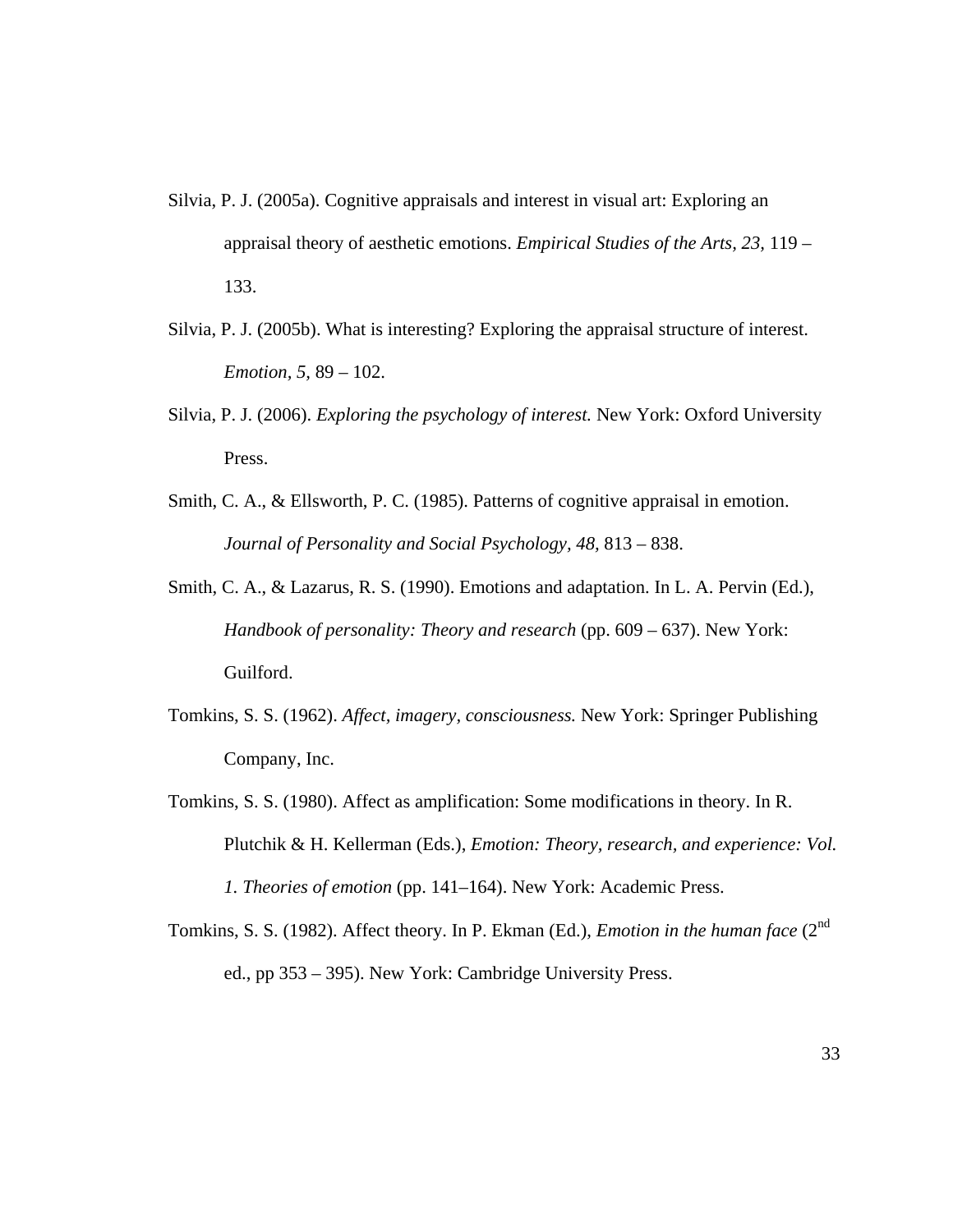Silvia, P. J. (2005a). Cognitive appraisals and interest in visual art: Exploring an appraisal theory of aesthetic emotions. *Empirical Studies of the Arts, 23,* 119 – 133.

Silvia, P. J. (2005b). What is interesting? Exploring the appraisal structure of interest. *Emotion*, *5*, 89 – 102.

Silvia, P. J. (2006). *Exploring the psychology of interest.* New York: Oxford University Press.

Smith, C. A., & Ellsworth, P. C. (1985). Patterns of cognitive appraisal in emotion. *Journal of Personality and Social Psychology*, *48,* 813 – 838.

Smith, C. A., & Lazarus, R. S. (1990). Emotions and adaptation. In L. A. Pervin (Ed.), *Handbook of personality: Theory and research* (pp. 609 – 637). New York: Guilford.

Tomkins, S. S. (1962). *Affect, imagery, consciousness.* New York: Springer Publishing Company, Inc.

Tomkins, S. S. (1980). Affect as amplification: Some modifications in theory. In R. Plutchik & H. Kellerman (Eds.), *Emotion: Theory, research, and experience: Vol. 1. Theories of emotion* (pp. 141–164). New York: Academic Press.

Tomkins, S. S. (1982). Affect theory. In P. Ekman (Ed.), *Emotion in the human face* (2nd ed., pp 353 – 395). New York: Cambridge University Press.